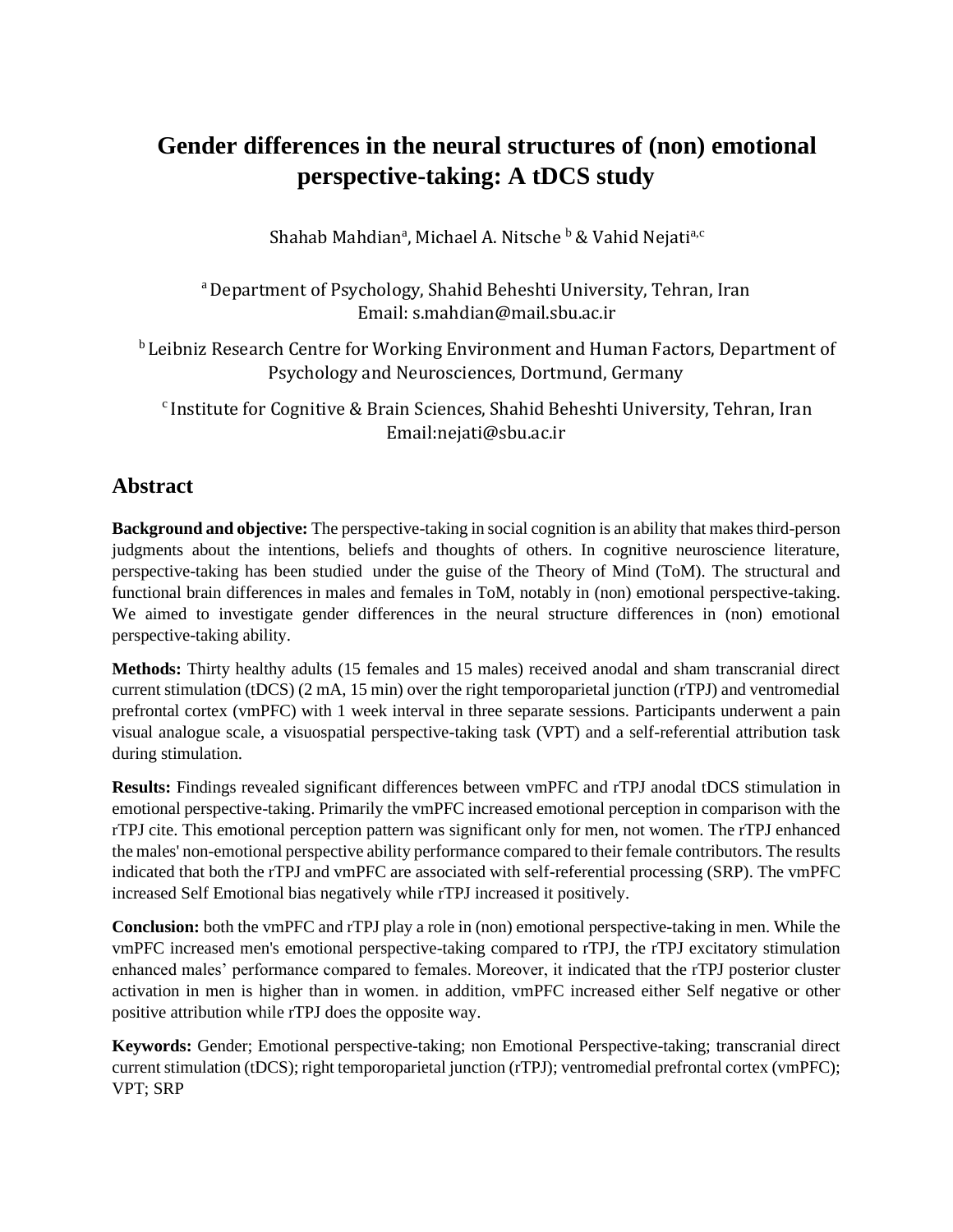# Gender differences in the neural structures of (non) emotional perspective-taking: A tDCS study

Shahab Mahdian[a], Michael A. Nitsche [b] & Vahid Nejati[a,c]

[a] Department of Psychology, Shahid Beheshti University, Tehran, Iran
Email: s.mahdian@mail.sbu.ac.ir

[b] Leibniz Research Centre for Working Environment and Human Factors, Department of Psychology and Neurosciences, Dortmund, Germany

[c] Institute for Cognitive & Brain Sciences, Shahid Beheshti University, Tehran, Iran
Email:nejati@sbu.ac.ir

## Abstract

**Background and objective:** The perspective-taking in social cognition is an ability that makes third-person judgments about the intentions, beliefs and thoughts of others. In cognitive neuroscience literature, perspective-taking has been studied under the guise of the Theory of Mind (ToM). The structural and functional brain differences in males and females in ToM, notably in (non) emotional perspective-taking. We aimed to investigate gender differences in the neural structure differences in (non) emotional perspective-taking ability.

**Methods:** Thirty healthy adults (15 females and 15 males) received anodal and sham transcranial direct current stimulation (tDCS) (2 mA, 15 min) over the right temporoparietal junction (rTPJ) and ventromedial prefrontal cortex (vmPFC) with 1 week interval in three separate sessions. Participants underwent a pain visual analogue scale, a visuospatial perspective-taking task (VPT) and a self-referential attribution task during stimulation.

**Results:** Findings revealed significant differences between vmPFC and rTPJ anodal tDCS stimulation in emotional perspective-taking. Primarily the vmPFC increased emotional perception in comparison with the rTPJ cite. This emotional perception pattern was significant only for men, not women. The rTPJ enhanced the males' non-emotional perspective ability performance compared to their female contributors. The results indicated that both the rTPJ and vmPFC are associated with self-referential processing (SRP). The vmPFC increased Self Emotional bias negatively while rTPJ increased it positively.

**Conclusion:** both the vmPFC and rTPJ play a role in (non) emotional perspective-taking in men. While the vmPFC increased men's emotional perspective-taking compared to rTPJ, the rTPJ excitatory stimulation enhanced males' performance compared to females. Moreover, it indicated that the rTPJ posterior cluster activation in men is higher than in women. in addition, vmPFC increased either Self negative or other positive attribution while rTPJ does the opposite way.

**Keywords:** Gender; Emotional perspective-taking; non Emotional Perspective-taking; transcranial direct current stimulation (tDCS); right temporoparietal junction (rTPJ); ventromedial prefrontal cortex (vmPFC); VPT; SRP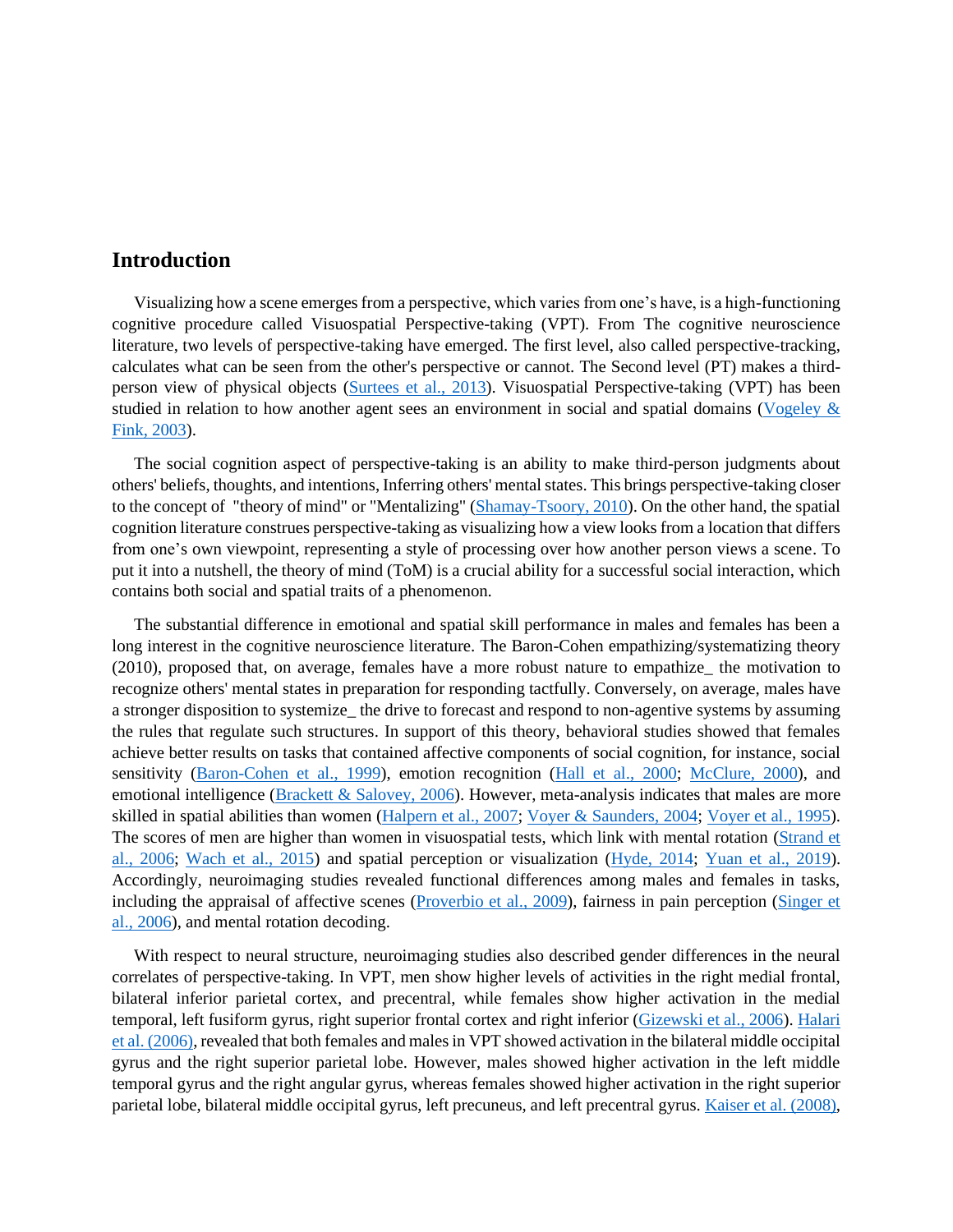## Introduction

Visualizing how a scene emerges from a perspective, which varies from one's have, is a high-functioning cognitive procedure called Visuospatial Perspective-taking (VPT). From The cognitive neuroscience literature, two levels of perspective-taking have emerged. The first level, also called perspective-tracking, calculates what can be seen from the other's perspective or cannot. The Second level (PT) makes a third-person view of physical objects (Surtees et al., 2013). Visuospatial Perspective-taking (VPT) has been studied in relation to how another agent sees an environment in social and spatial domains (Vogeley & Fink, 2003).

The social cognition aspect of perspective-taking is an ability to make third-person judgments about others' beliefs, thoughts, and intentions, Inferring others' mental states. This brings perspective-taking closer to the concept of "theory of mind" or "Mentalizing" (Shamay-Tsoory, 2010). On the other hand, the spatial cognition literature construes perspective-taking as visualizing how a view looks from a location that differs from one's own viewpoint, representing a style of processing over how another person views a scene. To put it into a nutshell, the theory of mind (ToM) is a crucial ability for a successful social interaction, which contains both social and spatial traits of a phenomenon.

The substantial difference in emotional and spatial skill performance in males and females has been a long interest in the cognitive neuroscience literature. The Baron-Cohen empathizing/systematizing theory (2010), proposed that, on average, females have a more robust nature to empathize_ the motivation to recognize others' mental states in preparation for responding tactfully. Conversely, on average, males have a stronger disposition to systemize_ the drive to forecast and respond to non-agentive systems by assuming the rules that regulate such structures. In support of this theory, behavioral studies showed that females achieve better results on tasks that contained affective components of social cognition, for instance, social sensitivity (Baron-Cohen et al., 1999), emotion recognition (Hall et al., 2000; McClure, 2000), and emotional intelligence (Brackett & Salovey, 2006). However, meta-analysis indicates that males are more skilled in spatial abilities than women (Halpern et al., 2007; Voyer & Saunders, 2004; Voyer et al., 1995). The scores of men are higher than women in visuospatial tests, which link with mental rotation (Strand et al., 2006; Wach et al., 2015) and spatial perception or visualization (Hyde, 2014; Yuan et al., 2019). Accordingly, neuroimaging studies revealed functional differences among males and females in tasks, including the appraisal of affective scenes (Proverbio et al., 2009), fairness in pain perception (Singer et al., 2006), and mental rotation decoding.

With respect to neural structure, neuroimaging studies also described gender differences in the neural correlates of perspective-taking. In VPT, men show higher levels of activities in the right medial frontal, bilateral inferior parietal cortex, and precentral, while females show higher activation in the medial temporal, left fusiform gyrus, right superior frontal cortex and right inferior (Gizewski et al., 2006). Halari et al. (2006), revealed that both females and males in VPT showed activation in the bilateral middle occipital gyrus and the right superior parietal lobe. However, males showed higher activation in the left middle temporal gyrus and the right angular gyrus, whereas females showed higher activation in the right superior parietal lobe, bilateral middle occipital gyrus, left precuneus, and left precentral gyrus. Kaiser et al. (2008),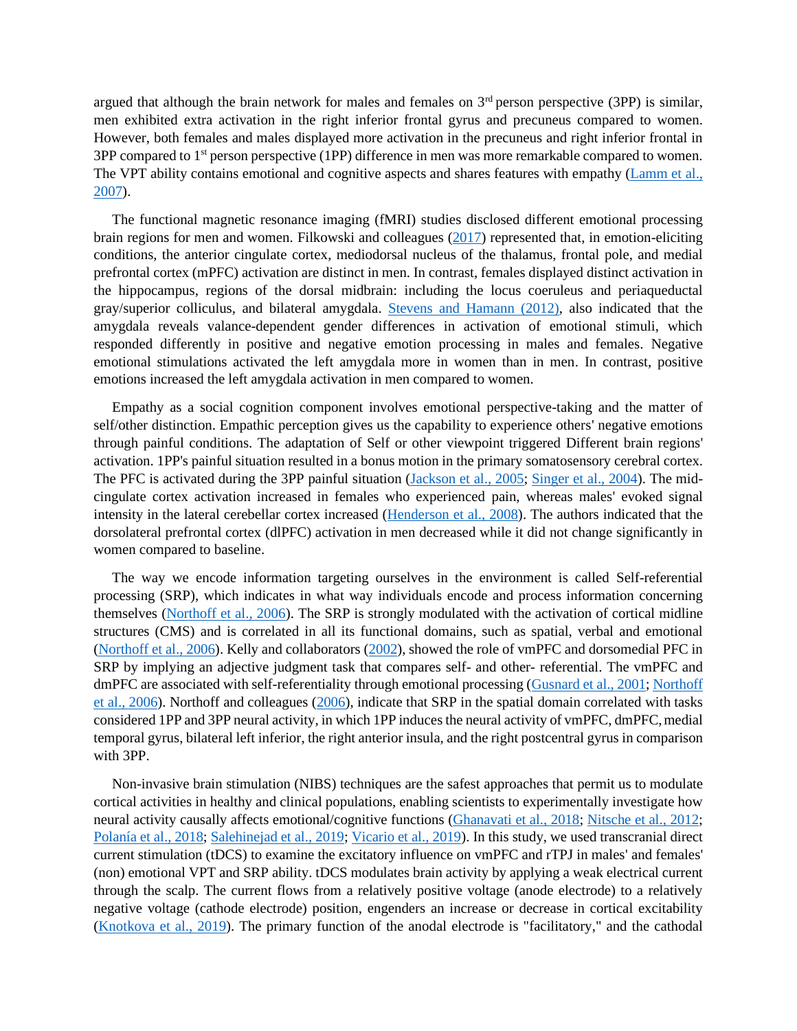argued that although the brain network for males and females on 3rd person perspective (3PP) is similar, men exhibited extra activation in the right inferior frontal gyrus and precuneus compared to women. However, both females and males displayed more activation in the precuneus and right inferior frontal in 3PP compared to 1st person perspective (1PP) difference in men was more remarkable compared to women. The VPT ability contains emotional and cognitive aspects and shares features with empathy (Lamm et al., 2007).

The functional magnetic resonance imaging (fMRI) studies disclosed different emotional processing brain regions for men and women. Filkowski and colleagues (2017) represented that, in emotion-eliciting conditions, the anterior cingulate cortex, mediodorsal nucleus of the thalamus, frontal pole, and medial prefrontal cortex (mPFC) activation are distinct in men. In contrast, females displayed distinct activation in the hippocampus, regions of the dorsal midbrain: including the locus coeruleus and periaqueductal gray/superior colliculus, and bilateral amygdala. Stevens and Hamann (2012), also indicated that the amygdala reveals valance-dependent gender differences in activation of emotional stimuli, which responded differently in positive and negative emotion processing in males and females. Negative emotional stimulations activated the left amygdala more in women than in men. In contrast, positive emotions increased the left amygdala activation in men compared to women.

Empathy as a social cognition component involves emotional perspective-taking and the matter of self/other distinction. Empathic perception gives us the capability to experience others' negative emotions through painful conditions. The adaptation of Self or other viewpoint triggered Different brain regions' activation. 1PP's painful situation resulted in a bonus motion in the primary somatosensory cerebral cortex. The PFC is activated during the 3PP painful situation (Jackson et al., 2005; Singer et al., 2004). The mid-cingulate cortex activation increased in females who experienced pain, whereas males' evoked signal intensity in the lateral cerebellar cortex increased (Henderson et al., 2008). The authors indicated that the dorsolateral prefrontal cortex (dlPFC) activation in men decreased while it did not change significantly in women compared to baseline.

The way we encode information targeting ourselves in the environment is called Self-referential processing (SRP), which indicates in what way individuals encode and process information concerning themselves (Northoff et al., 2006). The SRP is strongly modulated with the activation of cortical midline structures (CMS) and is correlated in all its functional domains, such as spatial, verbal and emotional (Northoff et al., 2006). Kelly and collaborators (2002), showed the role of vmPFC and dorsomedial PFC in SRP by implying an adjective judgment task that compares self- and other- referential. The vmPFC and dmPFC are associated with self-referentiality through emotional processing (Gusnard et al., 2001; Northoff et al., 2006). Northoff and colleagues (2006), indicate that SRP in the spatial domain correlated with tasks considered 1PP and 3PP neural activity, in which 1PP induces the neural activity of vmPFC, dmPFC, medial temporal gyrus, bilateral left inferior, the right anterior insula, and the right postcentral gyrus in comparison with 3PP.

Non-invasive brain stimulation (NIBS) techniques are the safest approaches that permit us to modulate cortical activities in healthy and clinical populations, enabling scientists to experimentally investigate how neural activity causally affects emotional/cognitive functions (Ghanavati et al., 2018; Nitsche et al., 2012; Polanía et al., 2018; Salehinejad et al., 2019; Vicario et al., 2019). In this study, we used transcranial direct current stimulation (tDCS) to examine the excitatory influence on vmPFC and rTPJ in males' and females' (non) emotional VPT and SRP ability. tDCS modulates brain activity by applying a weak electrical current through the scalp. The current flows from a relatively positive voltage (anode electrode) to a relatively negative voltage (cathode electrode) position, engenders an increase or decrease in cortical excitability (Knotkova et al., 2019). The primary function of the anodal electrode is "facilitatory," and the cathodal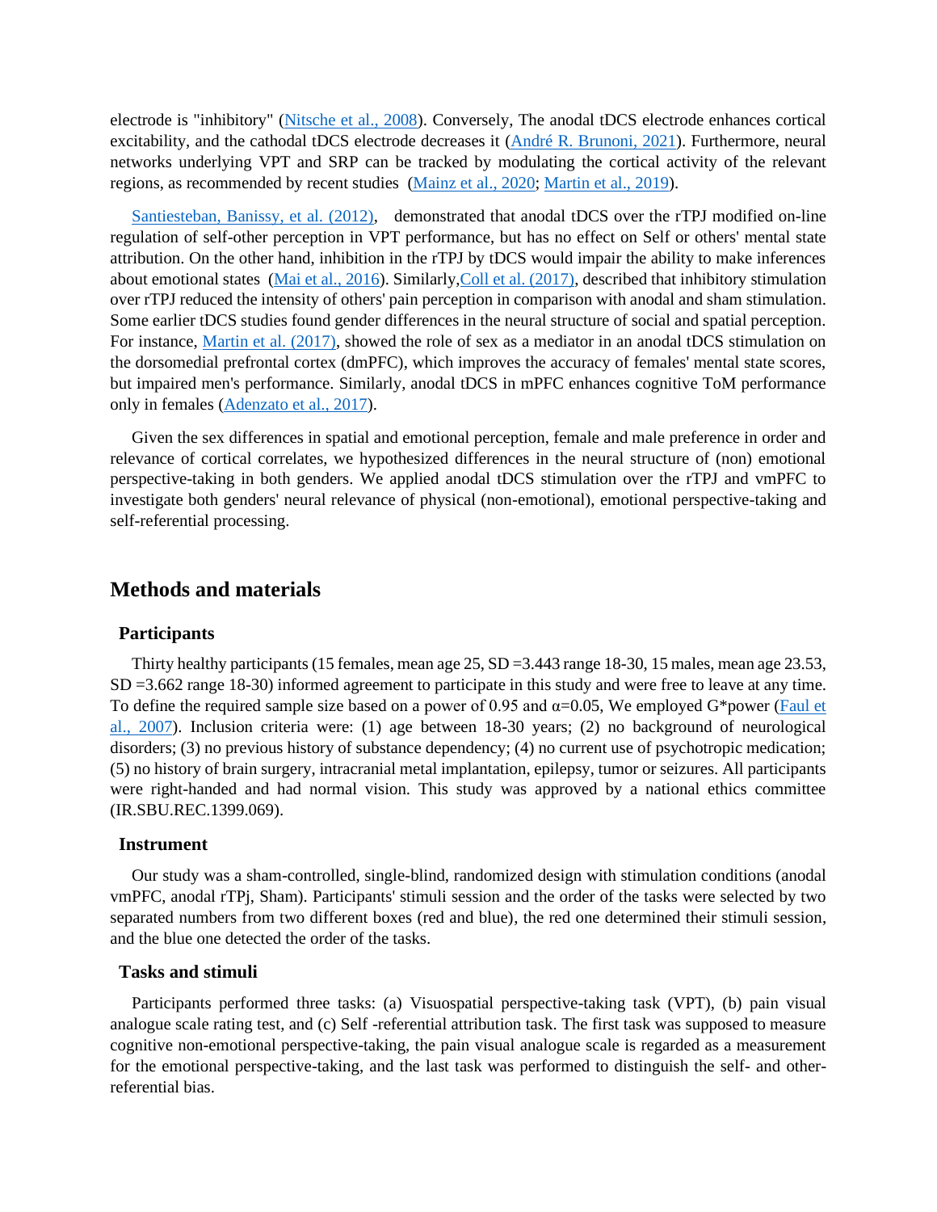electrode is "inhibitory" (Nitsche et al., 2008). Conversely, The anodal tDCS electrode enhances cortical excitability, and the cathodal tDCS electrode decreases it (André R. Brunoni, 2021). Furthermore, neural networks underlying VPT and SRP can be tracked by modulating the cortical activity of the relevant regions, as recommended by recent studies (Mainz et al., 2020; Martin et al., 2019).

Santiesteban, Banissy, et al. (2012), demonstrated that anodal tDCS over the rTPJ modified on-line regulation of self-other perception in VPT performance, but has no effect on Self or others' mental state attribution. On the other hand, inhibition in the rTPJ by tDCS would impair the ability to make inferences about emotional states (Mai et al., 2016). Similarly,Coll et al. (2017), described that inhibitory stimulation over rTPJ reduced the intensity of others' pain perception in comparison with anodal and sham stimulation. Some earlier tDCS studies found gender differences in the neural structure of social and spatial perception. For instance, Martin et al. (2017), showed the role of sex as a mediator in an anodal tDCS stimulation on the dorsomedial prefrontal cortex (dmPFC), which improves the accuracy of females' mental state scores, but impaired men's performance. Similarly, anodal tDCS in mPFC enhances cognitive ToM performance only in females (Adenzato et al., 2017).

Given the sex differences in spatial and emotional perception, female and male preference in order and relevance of cortical correlates, we hypothesized differences in the neural structure of (non) emotional perspective-taking in both genders. We applied anodal tDCS stimulation over the rTPJ and vmPFC to investigate both genders' neural relevance of physical (non-emotional), emotional perspective-taking and self-referential processing.

## Methods and materials

### Participants

Thirty healthy participants (15 females, mean age 25, SD =3.443 range 18-30, 15 males, mean age 23.53, SD =3.662 range 18-30) informed agreement to participate in this study and were free to leave at any time. To define the required sample size based on a power of 0.95 and α=0.05, We employed G*power (Faul et al., 2007). Inclusion criteria were: (1) age between 18-30 years; (2) no background of neurological disorders; (3) no previous history of substance dependency; (4) no current use of psychotropic medication; (5) no history of brain surgery, intracranial metal implantation, epilepsy, tumor or seizures. All participants were right-handed and had normal vision. This study was approved by a national ethics committee (IR.SBU.REC.1399.069).

### Instrument

Our study was a sham-controlled, single-blind, randomized design with stimulation conditions (anodal vmPFC, anodal rTPj, Sham). Participants' stimuli session and the order of the tasks were selected by two separated numbers from two different boxes (red and blue), the red one determined their stimuli session, and the blue one detected the order of the tasks.

### Tasks and stimuli

Participants performed three tasks: (a) Visuospatial perspective-taking task (VPT), (b) pain visual analogue scale rating test, and (c) Self -referential attribution task. The first task was supposed to measure cognitive non-emotional perspective-taking, the pain visual analogue scale is regarded as a measurement for the emotional perspective-taking, and the last task was performed to distinguish the self- and other-referential bias.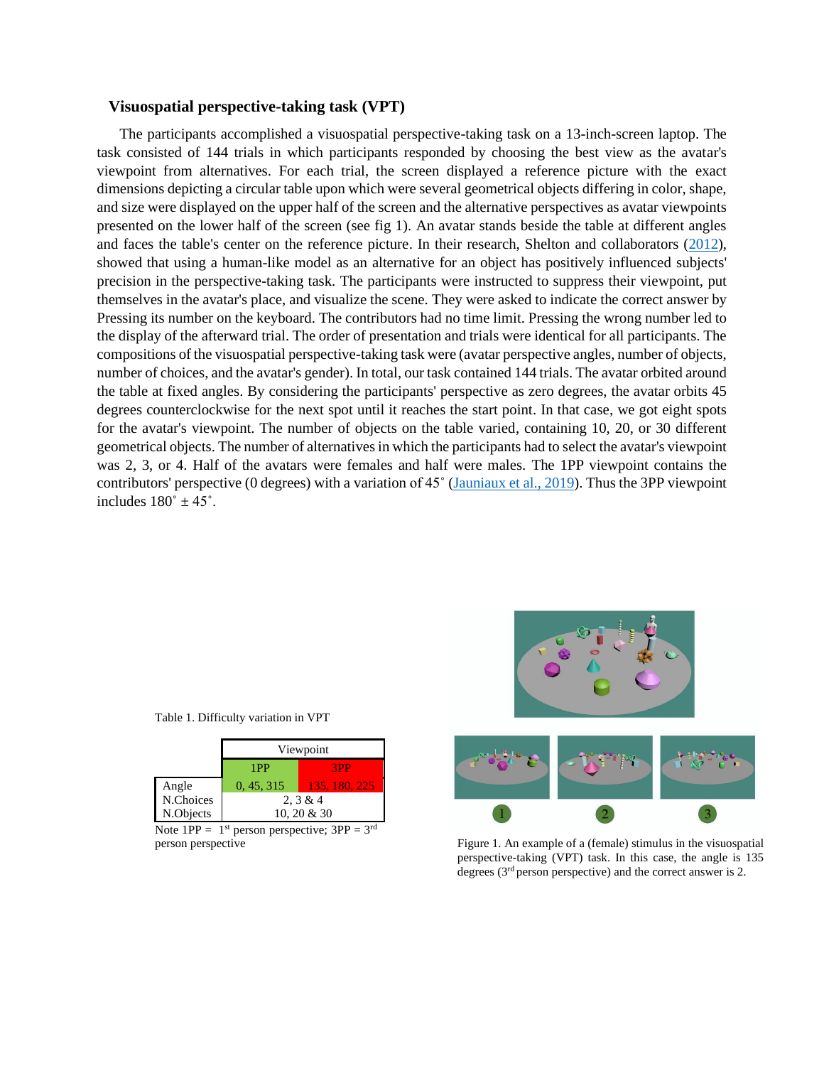### Visuospatial perspective-taking task (VPT)

The participants accomplished a visuospatial perspective-taking task on a 13-inch-screen laptop. The task consisted of 144 trials in which participants responded by choosing the best view as the avatar's viewpoint from alternatives. For each trial, the screen displayed a reference picture with the exact dimensions depicting a circular table upon which were several geometrical objects differing in color, shape, and size were displayed on the upper half of the screen and the alternative perspectives as avatar viewpoints presented on the lower half of the screen (see fig 1). An avatar stands beside the table at different angles and faces the table's center on the reference picture. In their research, Shelton and collaborators (2012), showed that using a human-like model as an alternative for an object has positively influenced subjects' precision in the perspective-taking task. The participants were instructed to suppress their viewpoint, put themselves in the avatar's place, and visualize the scene. They were asked to indicate the correct answer by Pressing its number on the keyboard. The contributors had no time limit. Pressing the wrong number led to the display of the afterward trial. The order of presentation and trials were identical for all participants. The compositions of the visuospatial perspective-taking task were (avatar perspective angles, number of objects, number of choices, and the avatar's gender). In total, our task contained 144 trials. The avatar orbited around the table at fixed angles. By considering the participants' perspective as zero degrees, the avatar orbits 45 degrees counterclockwise for the next spot until it reaches the start point. In that case, we got eight spots for the avatar's viewpoint. The number of objects on the table varied, containing 10, 20, or 30 different geometrical objects. The number of alternatives in which the participants had to select the avatar's viewpoint was 2, 3, or 4. Half of the avatars were females and half were males. The 1PP viewpoint contains the contributors' perspective (0 degrees) with a variation of 45˚ (Jauniaux et al., 2019). Thus the 3PP viewpoint includes 180˚ ± 45˚.

Table 1. Difficulty variation in VPT

| | Viewpoint | |
|---|---|---|
| | 1PP | 3PP |
| Angle | 0, 45, 315 | 135, 180, 225 |
| N.Choices | 2, 3 & 4 | |
| N.Objects | 10, 20 & 30 | |

Note 1PP = 1st person perspective; 3PP = 3rd person perspective

Figure 1. An example of a (female) stimulus in the visuospatial perspective-taking (VPT) task. In this case, the angle is 135 degrees (3rd person perspective) and the correct answer is 2.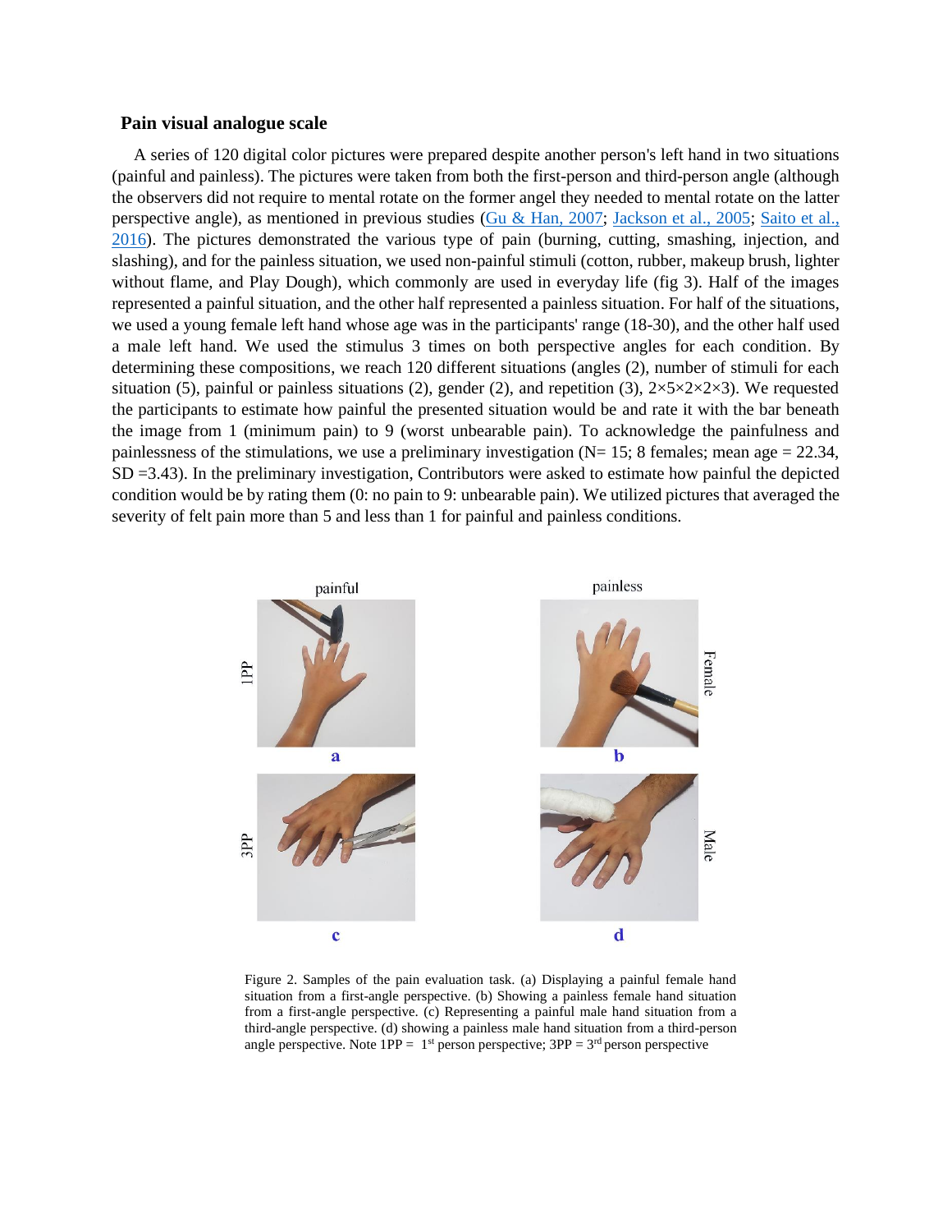### Pain visual analogue scale

A series of 120 digital color pictures were prepared despite another person's left hand in two situations (painful and painless). The pictures were taken from both the first-person and third-person angle (although the observers did not require to mental rotate on the former angel they needed to mental rotate on the latter perspective angle), as mentioned in previous studies (Gu & Han, 2007; Jackson et al., 2005; Saito et al., 2016). The pictures demonstrated the various type of pain (burning, cutting, smashing, injection, and slashing), and for the painless situation, we used non-painful stimuli (cotton, rubber, makeup brush, lighter without flame, and Play Dough), which commonly are used in everyday life (fig 3). Half of the images represented a painful situation, and the other half represented a painless situation. For half of the situations, we used a young female left hand whose age was in the participants' range (18-30), and the other half used a male left hand. We used the stimulus 3 times on both perspective angles for each condition. By determining these compositions, we reach 120 different situations (angles (2), number of stimuli for each situation (5), painful or painless situations (2), gender (2), and repetition (3), 2×5×2×2×3). We requested the participants to estimate how painful the presented situation would be and rate it with the bar beneath the image from 1 (minimum pain) to 9 (worst unbearable pain). To acknowledge the painfulness and painlessness of the stimulations, we use a preliminary investigation (N= 15; 8 females; mean age = 22.34, SD =3.43). In the preliminary investigation, Contributors were asked to estimate how painful the depicted condition would be by rating them (0: no pain to 9: unbearable pain). We utilized pictures that averaged the severity of felt pain more than 5 and less than 1 for painful and painless conditions.

Figure 2. Samples of the pain evaluation task. (a) Displaying a painful female hand situation from a first-angle perspective. (b) Showing a painless female hand situation from a first-angle perspective. (c) Representing a painful male hand situation from a third-angle perspective. (d) showing a painless male hand situation from a third-person angle perspective. Note 1PP = 1st person perspective; 3PP = 3rd person perspective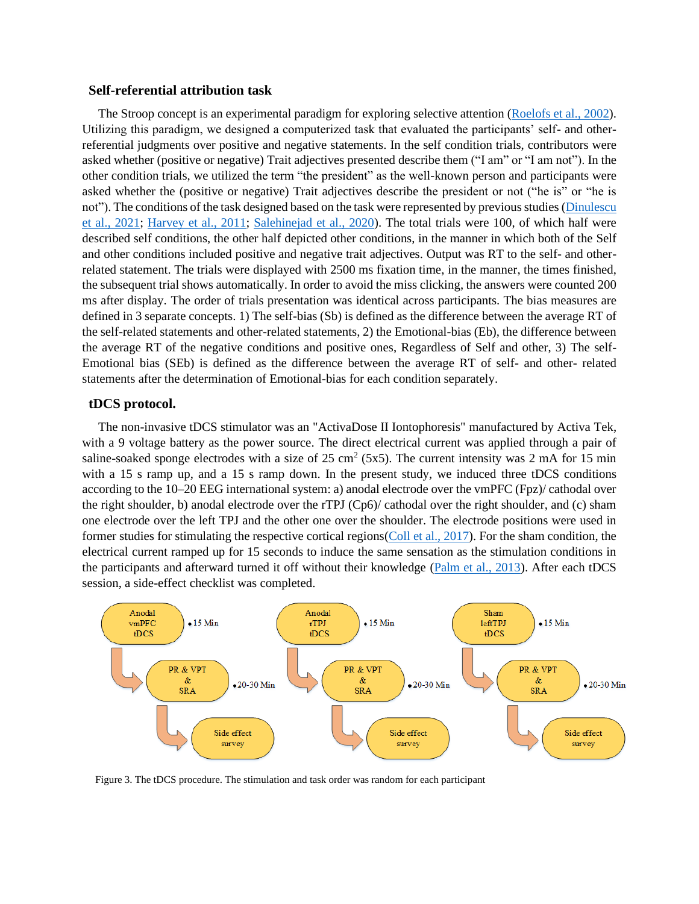### Self-referential attribution task

The Stroop concept is an experimental paradigm for exploring selective attention (Roelofs et al., 2002). Utilizing this paradigm, we designed a computerized task that evaluated the participants' self- and other-referential judgments over positive and negative statements. In the self condition trials, contributors were asked whether (positive or negative) Trait adjectives presented describe them ("I am" or "I am not"). In the other condition trials, we utilized the term "the president" as the well-known person and participants were asked whether the (positive or negative) Trait adjectives describe the president or not ("he is" or "he is not"). The conditions of the task designed based on the task were represented by previous studies (Dinulescu et al., 2021; Harvey et al., 2011; Salehinejad et al., 2020). The total trials were 100, of which half were described self conditions, the other half depicted other conditions, in the manner in which both of the Self and other conditions included positive and negative trait adjectives. Output was RT to the self- and other-related statement. The trials were displayed with 2500 ms fixation time, in the manner, the times finished, the subsequent trial shows automatically. In order to avoid the miss clicking, the answers were counted 200 ms after display. The order of trials presentation was identical across participants. The bias measures are defined in 3 separate concepts. 1) The self-bias (Sb) is defined as the difference between the average RT of the self-related statements and other-related statements, 2) the Emotional-bias (Eb), the difference between the average RT of the negative conditions and positive ones, Regardless of Self and other, 3) The self-Emotional bias (SEb) is defined as the difference between the average RT of self- and other- related statements after the determination of Emotional-bias for each condition separately.

### tDCS protocol.

The non-invasive tDCS stimulator was an "ActivaDose II Iontophoresis" manufactured by Activa Tek, with a 9 voltage battery as the power source. The direct electrical current was applied through a pair of saline-soaked sponge electrodes with a size of 25 $cm^2$ (5x5). The current intensity was 2 mA for 15 min with a 15 s ramp up, and a 15 s ramp down. In the present study, we induced three tDCS conditions according to the 10–20 EEG international system: a) anodal electrode over the vmPFC (Fpz)/ cathodal over the right shoulder, b) anodal electrode over the rTPJ (Cp6)/ cathodal over the right shoulder, and (c) sham one electrode over the left TPJ and the other one over the shoulder. The electrode positions were used in former studies for stimulating the respective cortical regions(Coll et al., 2017). For the sham condition, the electrical current ramped up for 15 seconds to induce the same sensation as the stimulation conditions in the participants and afterward turned it off without their knowledge (Palm et al., 2013). After each tDCS session, a side-effect checklist was completed.

| Anodal vmPFC tDCS (15 Min) | Anodal rTPJ tDCS (15 Min) | Sham leftTPJ tDCS (15 Min) |
|---|---|---|
| PR & VPT & SRA (20-30 Min) | PR & VPT & SRA (20-30 Min) | PR & VPT & SRA (20-30 Min) |
| Side effect survey | Side effect survey | Side effect survey |

Figure 3. The tDCS procedure. The stimulation and task order was random for each participant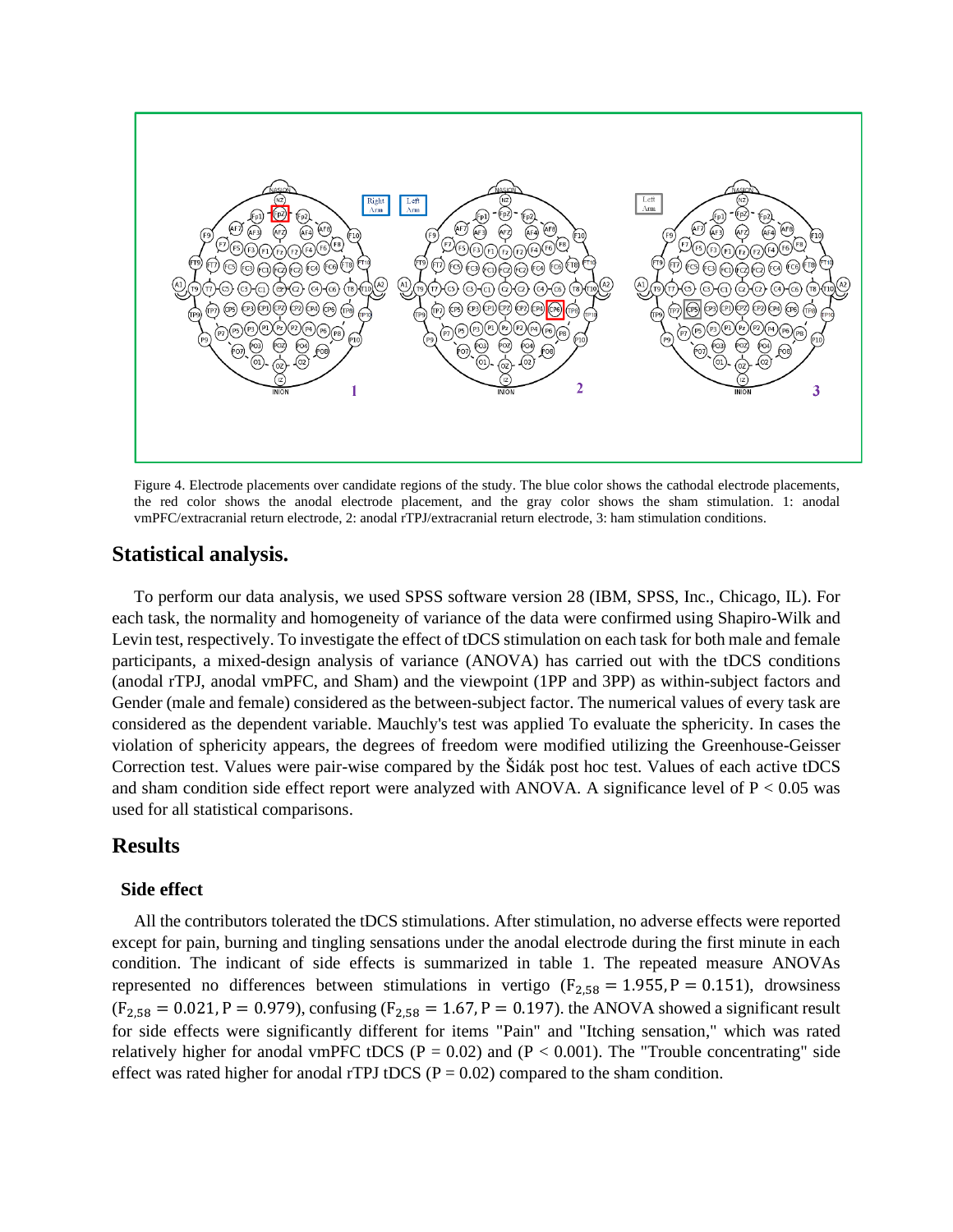Figure 4. Electrode placements over candidate regions of the study. The blue color shows the cathodal electrode placements, the red color shows the anodal electrode placement, and the gray color shows the sham stimulation. 1: anodal vmPFC/extracranial return electrode, 2: anodal rTPJ/extracranial return electrode, 3: ham stimulation conditions.

## Statistical analysis.

To perform our data analysis, we used SPSS software version 28 (IBM, SPSS, Inc., Chicago, IL). For each task, the normality and homogeneity of variance of the data were confirmed using Shapiro-Wilk and Levin test, respectively. To investigate the effect of tDCS stimulation on each task for both male and female participants, a mixed-design analysis of variance (ANOVA) has carried out with the tDCS conditions (anodal rTPJ, anodal vmPFC, and Sham) and the viewpoint (1PP and 3PP) as within-subject factors and Gender (male and female) considered as the between-subject factor. The numerical values of every task are considered as the dependent variable. Mauchly's test was applied To evaluate the sphericity. In cases the violation of sphericity appears, the degrees of freedom were modified utilizing the Greenhouse-Geisser Correction test. Values were pair-wise compared by the Šidák post hoc test. Values of each active tDCS and sham condition side effect report were analyzed with ANOVA. A significance level of P < 0.05 was used for all statistical comparisons.

## Results

### Side effect

All the contributors tolerated the tDCS stimulations. After stimulation, no adverse effects were reported except for pain, burning and tingling sensations under the anodal electrode during the first minute in each condition. The indicant of side effects is summarized in table 1. The repeated measure ANOVAs represented no differences between stimulations in vertigo ($F_{2,58} = 1.955, P = 0.151$), drowsiness ($F_{2,58} = 0.021, P = 0.979$), confusing ($F_{2,58} = 1.67, P = 0.197$). the ANOVA showed a significant result for side effects were significantly different for items "Pain" and "Itching sensation," which was rated relatively higher for anodal vmPFC tDCS (P = 0.02) and (P < 0.001). The "Trouble concentrating" side effect was rated higher for anodal rTPJ tDCS (P = 0.02) compared to the sham condition.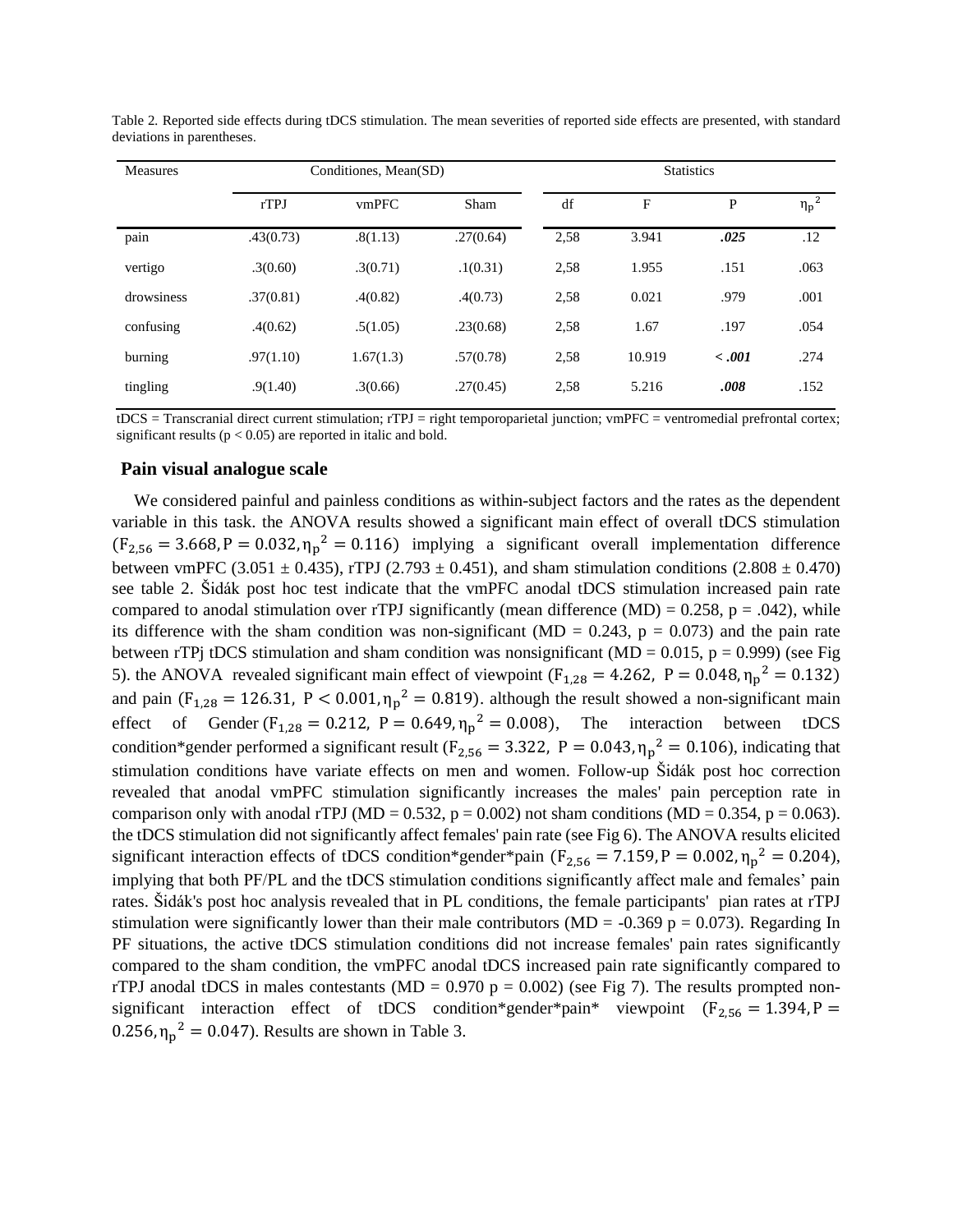Table 2. Reported side effects during tDCS stimulation. The mean severities of reported side effects are presented, with standard deviations in parentheses.

| Measures | Conditiones, Mean(SD) | | | Statistics | | | |
|---|---|---|---|---|---|---|---|
| | rTPJ | vmPFC | Sham | df | F | P | $\eta_p{}^2$ |
| pain | .43(0.73) | .8(1.13) | .27(0.64) | 2,58 | 3.941 | ***.025*** | .12 |
| vertigo | .3(0.60) | .3(0.71) | .1(0.31) | 2,58 | 1.955 | .151 | .063 |
| drowsiness | .37(0.81) | .4(0.82) | .4(0.73) | 2,58 | 0.021 | .979 | .001 |
| confusing | .4(0.62) | .5(1.05) | .23(0.68) | 2,58 | 1.67 | .197 | .054 |
| burning | .97(1.10) | 1.67(1.3) | .57(0.78) | 2,58 | 10.919 | ***< .001*** | .274 |
| tingling | .9(1.40) | .3(0.66) | .27(0.45) | 2,58 | 5.216 | ***.008*** | .152 |

tDCS = Transcranial direct current stimulation; rTPJ = right temporoparietal junction; vmPFC = ventromedial prefrontal cortex; significant results ($p < 0.05$) are reported in italic and bold.

## Pain visual analogue scale

We considered painful and painless conditions as within-subject factors and the rates as the dependent variable in this task. the ANOVA results showed a significant main effect of overall tDCS stimulation ($F_{2,56} = 3.668, P = 0.032, {\eta_p}^2 = 0.116$) implying a significant overall implementation difference between vmPFC (3.051 ± 0.435), rTPJ (2.793 ± 0.451), and sham stimulation conditions (2.808 ± 0.470) see table 2. Šidák post hoc test indicate that the vmPFC anodal tDCS stimulation increased pain rate compared to anodal stimulation over rTPJ significantly (mean difference (MD) = 0.258, p = .042), while its difference with the sham condition was non-significant (MD = 0.243, p = 0.073) and the pain rate between rTPj tDCS stimulation and sham condition was nonsignificant (MD = 0.015, p = 0.999) (see Fig 5). the ANOVA revealed significant main effect of viewpoint ($F_{1,28} = 4.262,\ P = 0.048, {\eta_p}^2 = 0.132$) and pain ($F_{1,28} = 126.31,\ P < 0.001, {\eta_p}^2 = 0.819$). although the result showed a non-significant main effect of Gender ($F_{1,28} = 0.212,\ P = 0.649, {\eta_p}^2 = 0.008$), The interaction between tDCS condition*gender performed a significant result ($F_{2,56} = 3.322,\ P = 0.043, {\eta_p}^2 = 0.106$), indicating that stimulation conditions have variate effects on men and women. Follow-up Šidák post hoc correction revealed that anodal vmPFC stimulation significantly increases the males' pain perception rate in comparison only with anodal rTPJ (MD = 0.532, p = 0.002) not sham conditions (MD = 0.354, p = 0.063). the tDCS stimulation did not significantly affect females' pain rate (see Fig 6). The ANOVA results elicited significant interaction effects of tDCS condition*gender*pain ($F_{2,56} = 7.159, P = 0.002, {\eta_p}^2 = 0.204$), implying that both PF/PL and the tDCS stimulation conditions significantly affect male and females' pain rates. Šidák's post hoc analysis revealed that in PL conditions, the female participants' pian rates at rTPJ stimulation were significantly lower than their male contributors (MD = -0.369 p = 0.073). Regarding In PF situations, the active tDCS stimulation conditions did not increase females' pain rates significantly compared to the sham condition, the vmPFC anodal tDCS increased pain rate significantly compared to rTPJ anodal tDCS in males contestants (MD = 0.970 p = 0.002) (see Fig 7). The results prompted non-significant interaction effect of tDCS condition*gender*pain* viewpoint ($F_{2,56} = 1.394, P = 0.256, {\eta_p}^2 = 0.047$). Results are shown in Table 3.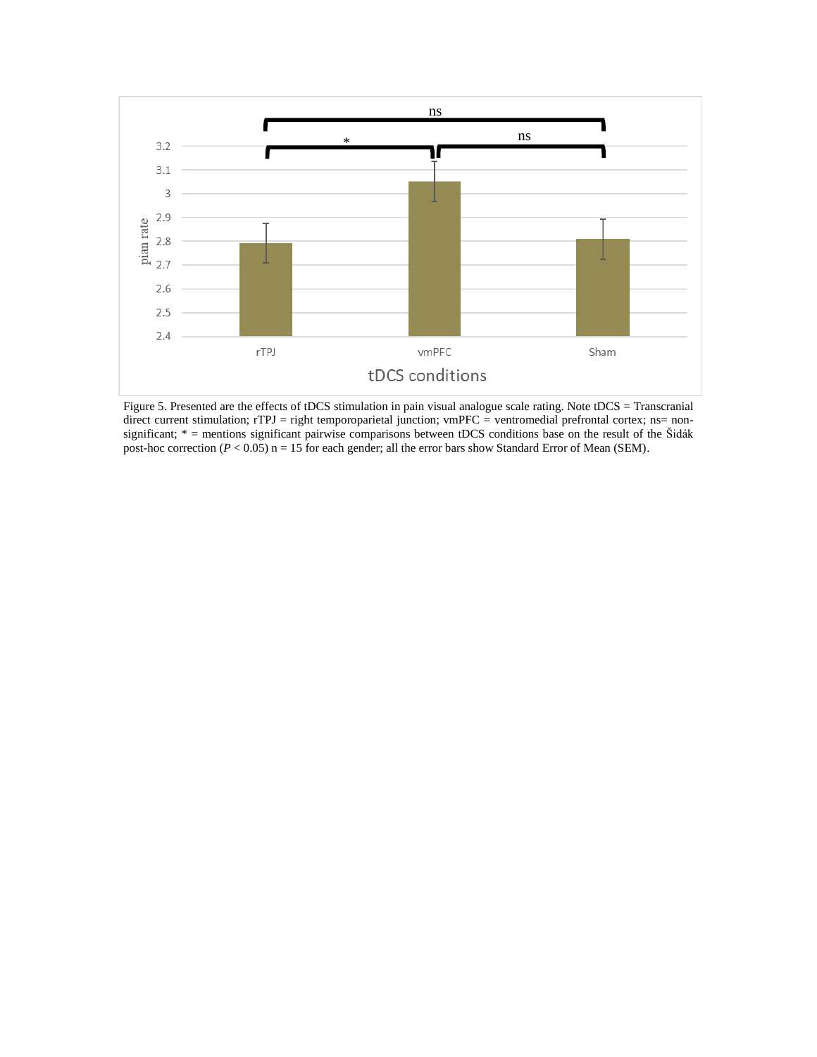Figure 5. Presented are the effects of tDCS stimulation in pain visual analogue scale rating. Note tDCS = Transcranial direct current stimulation; rTPJ = right temporoparietal junction; vmPFC = ventromedial prefrontal cortex; ns= non-significant; * = mentions significant pairwise comparisons between tDCS conditions base on the result of the Šidák post-hoc correction ($P < 0.05$) n = 15 for each gender; all the error bars show Standard Error of Mean (SEM).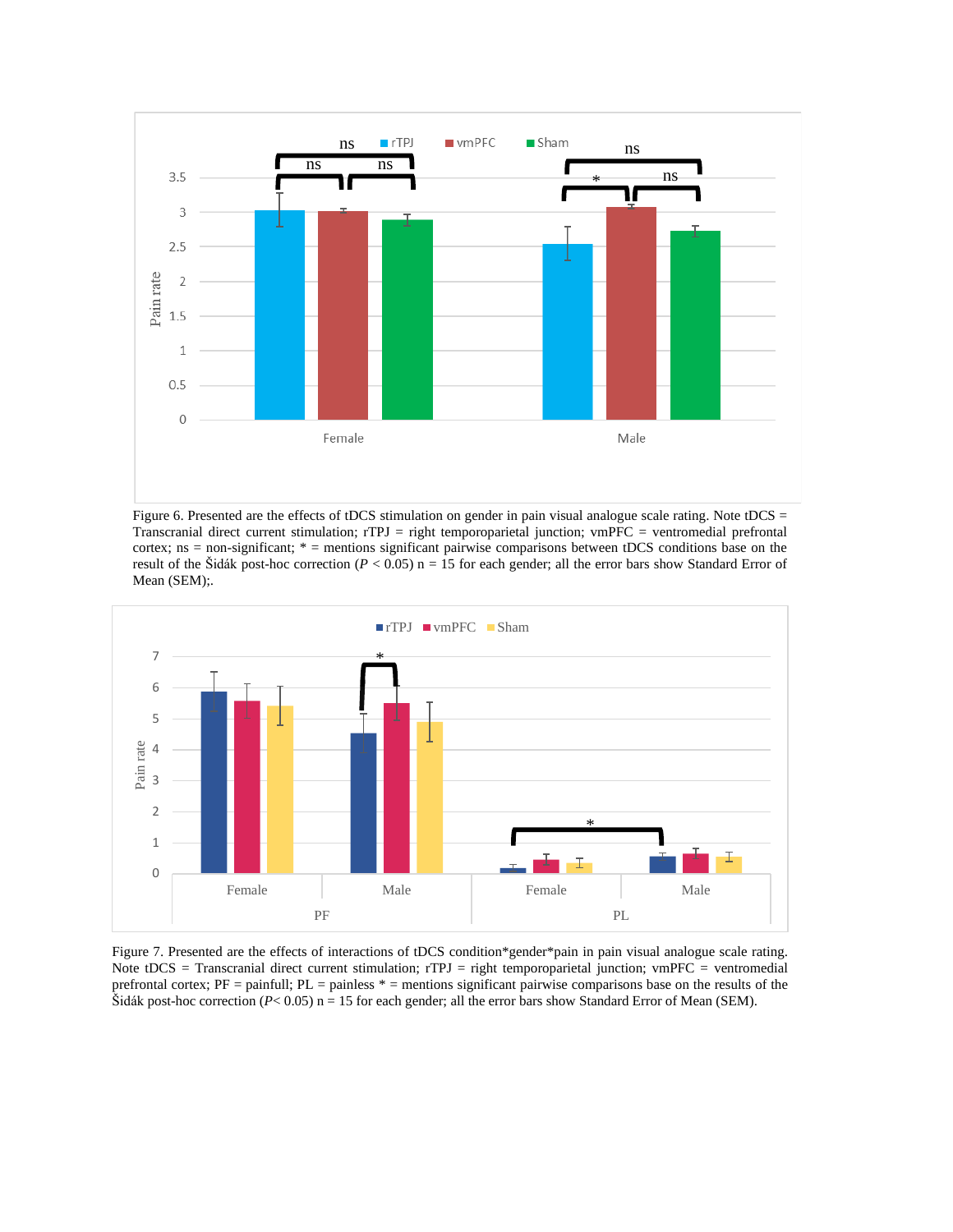Figure 6. Presented are the effects of tDCS stimulation on gender in pain visual analogue scale rating. Note tDCS = Transcranial direct current stimulation; rTPJ = right temporoparietal junction; vmPFC = ventromedial prefrontal cortex; ns = non-significant; * = mentions significant pairwise comparisons between tDCS conditions base on the result of the Šidák post-hoc correction ($P < 0.05$) n = 15 for each gender; all the error bars show Standard Error of Mean (SEM);.

Figure 7. Presented are the effects of interactions of tDCS condition*gender*pain in pain visual analogue scale rating. Note tDCS = Transcranial direct current stimulation; rTPJ = right temporoparietal junction; vmPFC = ventromedial prefrontal cortex; PF = painfull; PL = painless * = mentions significant pairwise comparisons base on the results of the Šidák post-hoc correction ($P< 0.05$) n = 15 for each gender; all the error bars show Standard Error of Mean (SEM).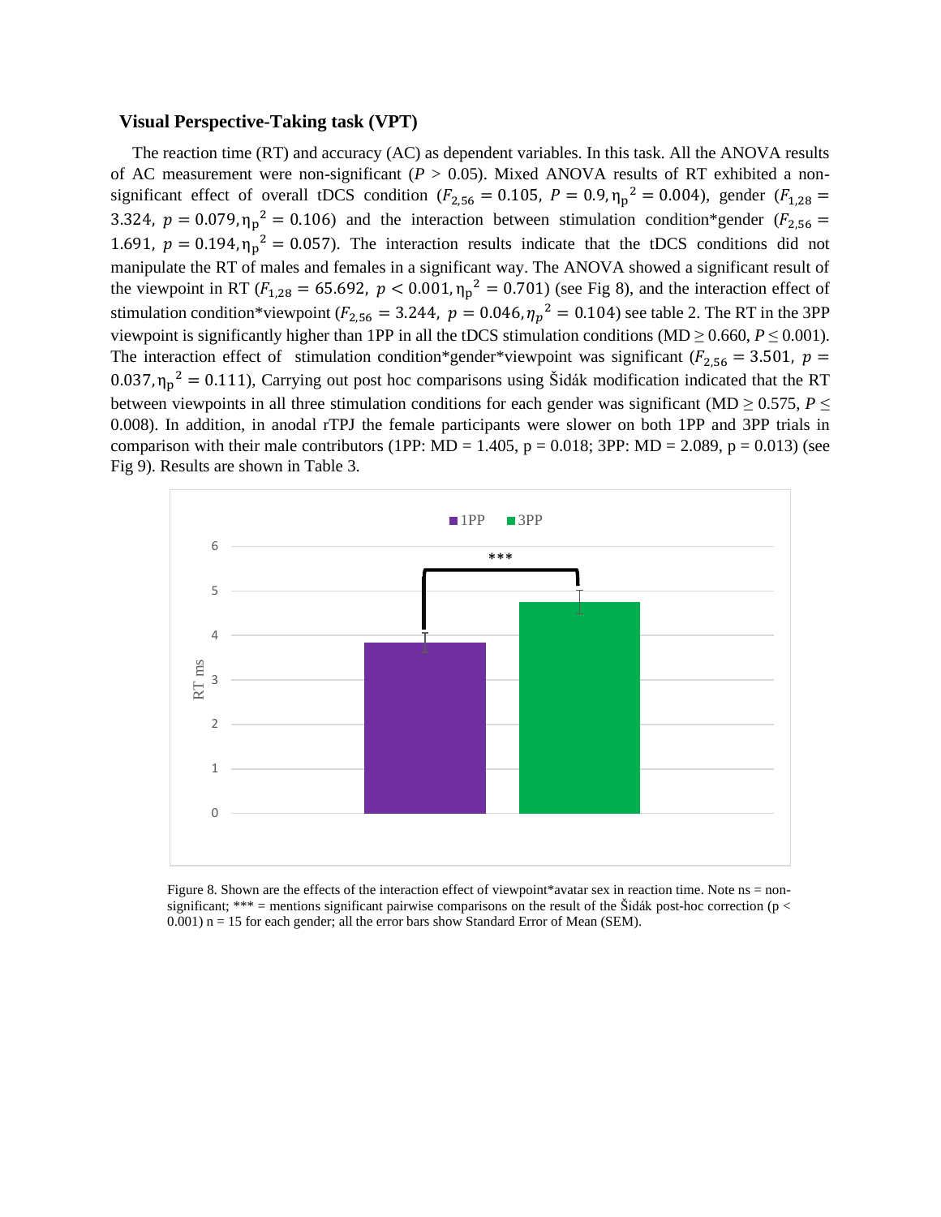### Visual Perspective-Taking task (VPT)

The reaction time (RT) and accuracy (AC) as dependent variables. In this task. All the ANOVA results of AC measurement were non-significant ($P > 0.05$). Mixed ANOVA results of RT exhibited a non-significant effect of overall tDCS condition ($F_{2,56} = 0.105,\ P = 0.9, \eta_p{}^2 = 0.004$), gender ($F_{1,28} = 3.324,\ p = 0.079, \eta_p{}^2 = 0.106$) and the interaction between stimulation condition*gender ($F_{2,56} = 1.691,\ p = 0.194, \eta_p{}^2 = 0.057$). The interaction results indicate that the tDCS conditions did not manipulate the RT of males and females in a significant way. The ANOVA showed a significant result of the viewpoint in RT ($F_{1,28} = 65.692,\ p < 0.001, \eta_p{}^2 = 0.701$) (see Fig 8), and the interaction effect of stimulation condition*viewpoint ($F_{2,56} = 3.244,\ p = 0.046, \eta_p{}^2 = 0.104$) see table 2. The RT in the 3PP viewpoint is significantly higher than 1PP in all the tDCS stimulation conditions (MD $\geq 0.660$, $P \leq 0.001$). The interaction effect of stimulation condition*gender*viewpoint was significant ($F_{2,56} = 3.501,\ p = 0.037, \eta_p{}^2 = 0.111$), Carrying out post hoc comparisons using Šidák modification indicated that the RT between viewpoints in all three stimulation conditions for each gender was significant (MD $\geq 0.575$, $P \leq 0.008$). In addition, in anodal rTPJ the female participants were slower on both 1PP and 3PP trials in comparison with their male contributors (1PP: MD = 1.405, p = 0.018; 3PP: MD = 2.089, p = 0.013) (see Fig 9). Results are shown in Table 3.

Figure 8. Shown are the effects of the interaction effect of viewpoint*avatar sex in reaction time. Note ns = non-significant; *** = mentions significant pairwise comparisons on the result of the Šidák post-hoc correction ($p < 0.001$) n = 15 for each gender; all the error bars show Standard Error of Mean (SEM).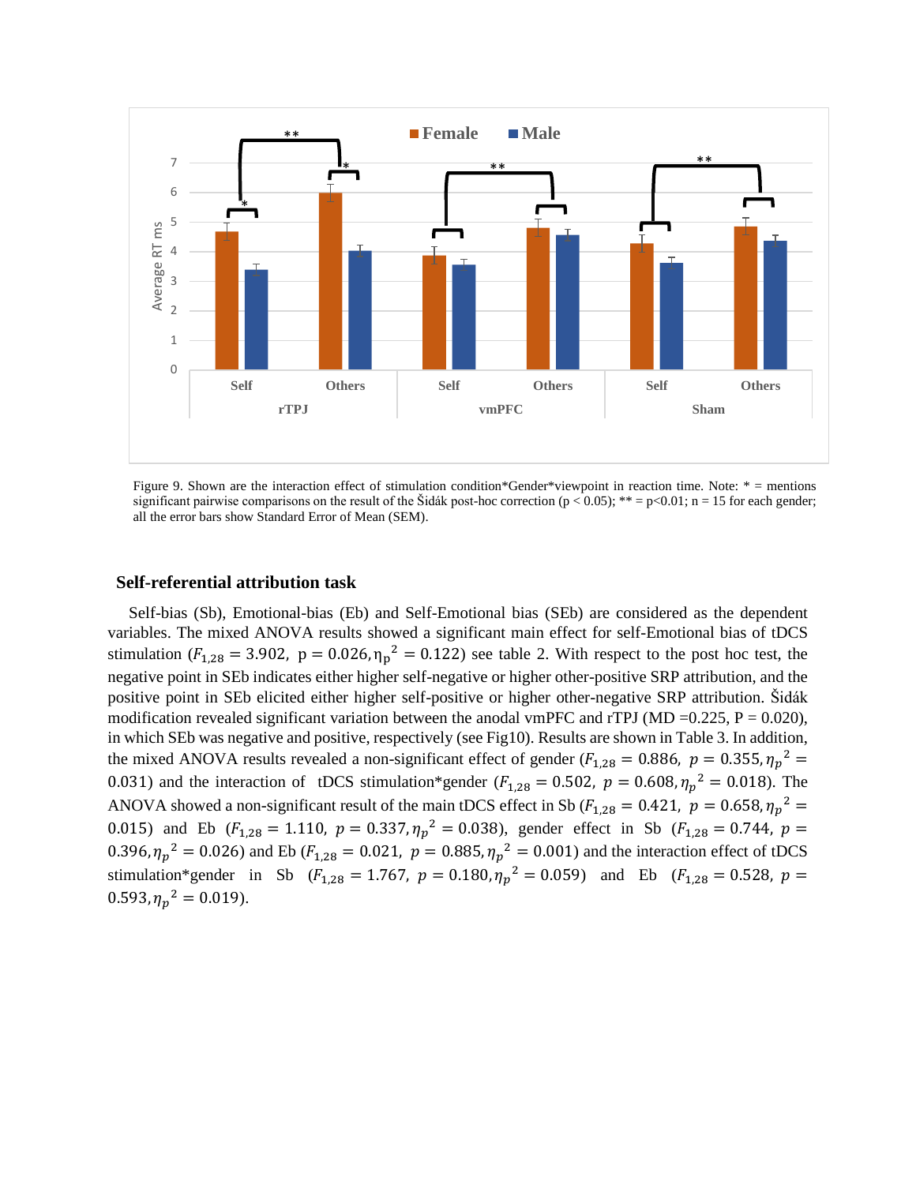Figure 9. Shown are the interaction effect of stimulation condition*Gender*viewpoint in reaction time. Note: * = mentions significant pairwise comparisons on the result of the Šidák post-hoc correction (p < 0.05); ** = p<0.01; n = 15 for each gender; all the error bars show Standard Error of Mean (SEM).

### Self-referential attribution task

Self-bias (Sb), Emotional-bias (Eb) and Self-Emotional bias (SEb) are considered as the dependent variables. The mixed ANOVA results showed a significant main effect for self-Emotional bias of tDCS stimulation ($F_{1,28} = 3.902,\ \mathrm{p} = 0.026, \eta_{\mathrm{p}}{}^{2} = 0.122$) see table 2. With respect to the post hoc test, the negative point in SEb indicates either higher self-negative or higher other-positive SRP attribution, and the positive point in SEb elicited either higher self-positive or higher other-negative SRP attribution. Šidák modification revealed significant variation between the anodal vmPFC and rTPJ (MD =0.225, P = 0.020), in which SEb was negative and positive, respectively (see Fig10). Results are shown in Table 3. In addition, the mixed ANOVA results revealed a non-significant effect of gender ($F_{1,28} = 0.886,\ p = 0.355, \eta_{p}{}^{2} = 0.031$) and the interaction of tDCS stimulation*gender ($F_{1,28} = 0.502,\ p = 0.608, \eta_{p}{}^{2} = 0.018$). The ANOVA showed a non-significant result of the main tDCS effect in Sb ($F_{1,28} = 0.421,\ p = 0.658, \eta_{p}{}^{2} = 0.015$) and Eb ($F_{1,28} = 1.110,\ p = 0.337, \eta_{p}{}^{2} = 0.038$), gender effect in Sb ($F_{1,28} = 0.744,\ p = 0.396, \eta_{p}{}^{2} = 0.026$) and Eb ($F_{1,28} = 0.021,\ p = 0.885, \eta_{p}{}^{2} = 0.001$) and the interaction effect of tDCS stimulation*gender in Sb ($F_{1,28} = 1.767,\ p = 0.180, \eta_{p}{}^{2} = 0.059$) and Eb ($F_{1,28} = 0.528,\ p = 0.593, \eta_{p}{}^{2} = 0.019$).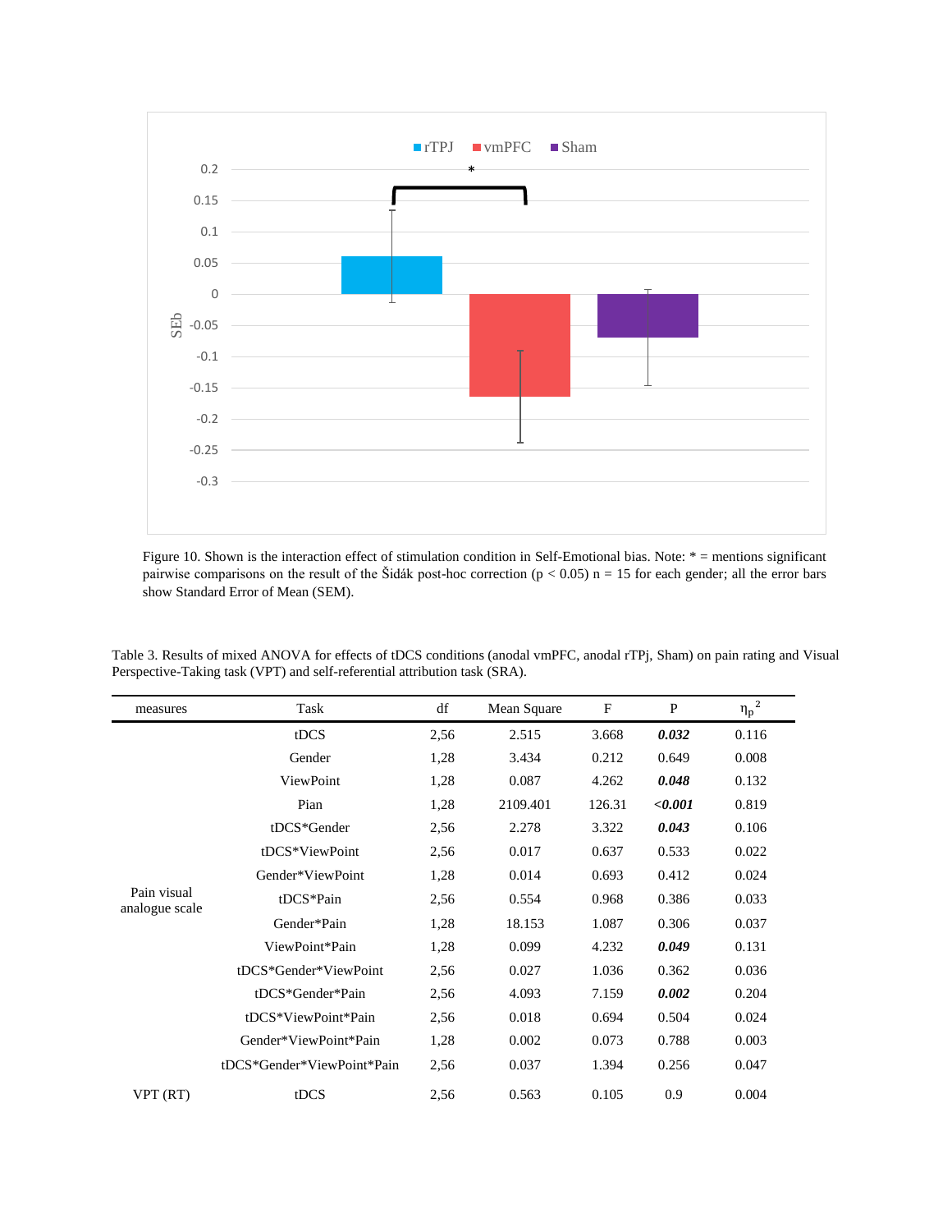Figure 10. Shown is the interaction effect of stimulation condition in Self-Emotional bias. Note: * = mentions significant pairwise comparisons on the result of the Šidák post-hoc correction ($p < 0.05$) n = 15 for each gender; all the error bars show Standard Error of Mean (SEM).

Table 3. Results of mixed ANOVA for effects of tDCS conditions (anodal vmPFC, anodal rTPj, Sham) on pain rating and Visual Perspective-Taking task (VPT) and self-referential attribution task (SRA).

| measures | Task | df | Mean Square | F | P | $\eta_p^2$ |
|---|---|---|---|---|---|---|
| Pain visual analogue scale | tDCS | 2,56 | 2.515 | 3.668 | ***0.032*** | 0.116 |
| | Gender | 1,28 | 3.434 | 0.212 | 0.649 | 0.008 |
| | ViewPoint | 1,28 | 0.087 | 4.262 | ***0.048*** | 0.132 |
| | Pian | 1,28 | 2109.401 | 126.31 | ***<0.001*** | 0.819 |
| | tDCS*Gender | 2,56 | 2.278 | 3.322 | ***0.043*** | 0.106 |
| | tDCS*ViewPoint | 2,56 | 0.017 | 0.637 | 0.533 | 0.022 |
| | Gender*ViewPoint | 1,28 | 0.014 | 0.693 | 0.412 | 0.024 |
| | tDCS*Pain | 2,56 | 0.554 | 0.968 | 0.386 | 0.033 |
| | Gender*Pain | 1,28 | 18.153 | 1.087 | 0.306 | 0.037 |
| | ViewPoint*Pain | 1,28 | 0.099 | 4.232 | ***0.049*** | 0.131 |
| | tDCS*Gender*ViewPoint | 2,56 | 0.027 | 1.036 | 0.362 | 0.036 |
| | tDCS*Gender*Pain | 2,56 | 4.093 | 7.159 | ***0.002*** | 0.204 |
| | tDCS*ViewPoint*Pain | 2,56 | 0.018 | 0.694 | 0.504 | 0.024 |
| | Gender*ViewPoint*Pain | 1,28 | 0.002 | 0.073 | 0.788 | 0.003 |
| | tDCS*Gender*ViewPoint*Pain | 2,56 | 0.037 | 1.394 | 0.256 | 0.047 |
| VPT (RT) | tDCS | 2,56 | 0.563 | 0.105 | 0.9 | 0.004 |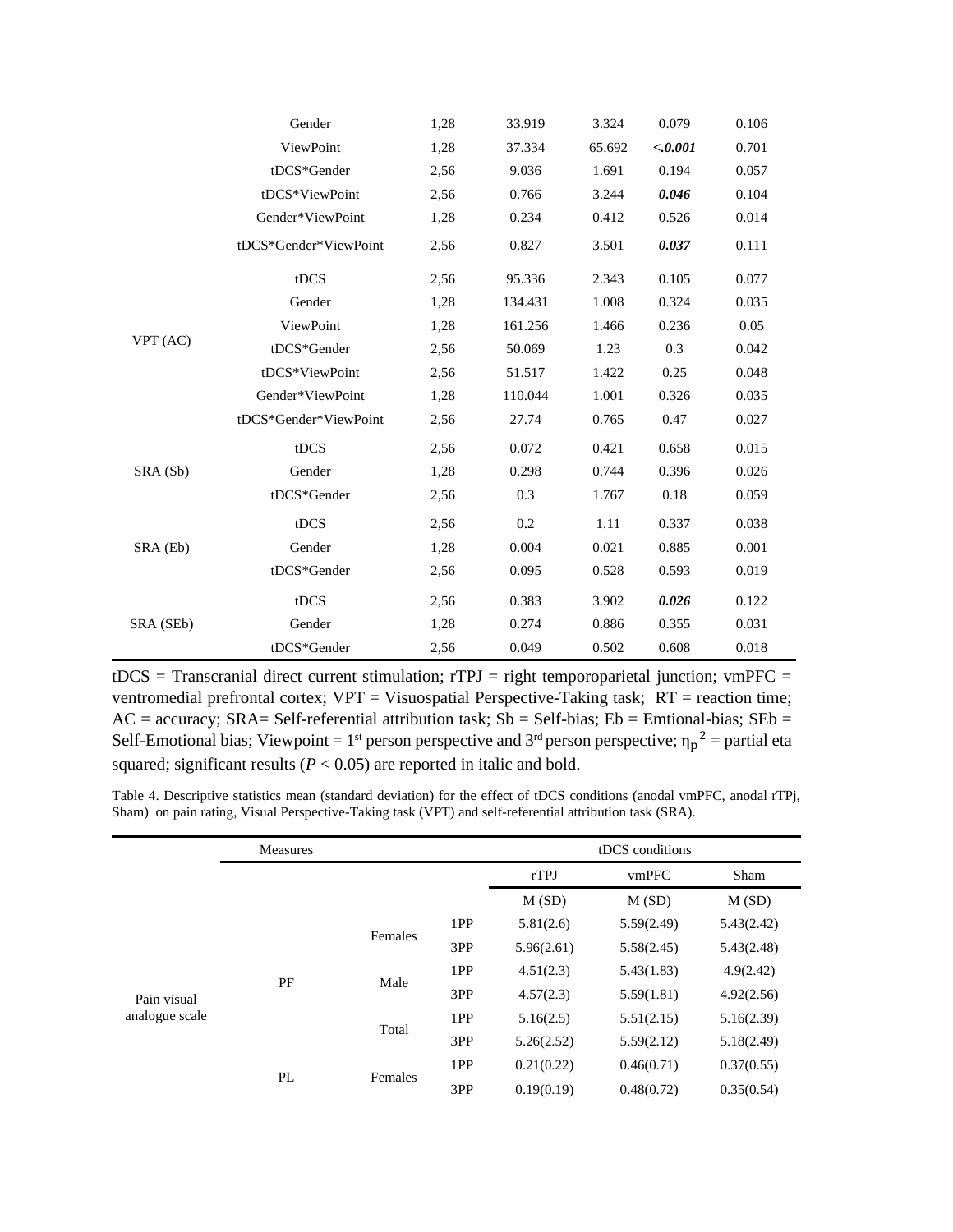| | | | | | | |
|---|---|---|---|---|---|---|
| | Gender | 1,28 | 33.919 | 3.324 | 0.079 | 0.106 |
| | ViewPoint | 1,28 | 37.334 | 65.692 | ***<.0.001*** | 0.701 |
| | tDCS*Gender | 2,56 | 9.036 | 1.691 | 0.194 | 0.057 |
| | tDCS*ViewPoint | 2,56 | 0.766 | 3.244 | ***0.046*** | 0.104 |
| | Gender*ViewPoint | 1,28 | 0.234 | 0.412 | 0.526 | 0.014 |
| | tDCS*Gender*ViewPoint | 2,56 | 0.827 | 3.501 | ***0.037*** | 0.111 |
| VPT (AC) | tDCS | 2,56 | 95.336 | 2.343 | 0.105 | 0.077 |
| | Gender | 1,28 | 134.431 | 1.008 | 0.324 | 0.035 |
| | ViewPoint | 1,28 | 161.256 | 1.466 | 0.236 | 0.05 |
| | tDCS*Gender | 2,56 | 50.069 | 1.23 | 0.3 | 0.042 |
| | tDCS*ViewPoint | 2,56 | 51.517 | 1.422 | 0.25 | 0.048 |
| | Gender*ViewPoint | 1,28 | 110.044 | 1.001 | 0.326 | 0.035 |
| | tDCS*Gender*ViewPoint | 2,56 | 27.74 | 0.765 | 0.47 | 0.027 |
| SRA (Sb) | tDCS | 2,56 | 0.072 | 0.421 | 0.658 | 0.015 |
| | Gender | 1,28 | 0.298 | 0.744 | 0.396 | 0.026 |
| | tDCS*Gender | 2,56 | 0.3 | 1.767 | 0.18 | 0.059 |
| SRA (Eb) | tDCS | 2,56 | 0.2 | 1.11 | 0.337 | 0.038 |
| | Gender | 1,28 | 0.004 | 0.021 | 0.885 | 0.001 |
| | tDCS*Gender | 2,56 | 0.095 | 0.528 | 0.593 | 0.019 |
| SRA (SEb) | tDCS | 2,56 | 0.383 | 3.902 | ***0.026*** | 0.122 |
| | Gender | 1,28 | 0.274 | 0.886 | 0.355 | 0.031 |
| | tDCS*Gender | 2,56 | 0.049 | 0.502 | 0.608 | 0.018 |

tDCS = Transcranial direct current stimulation; rTPJ = right temporoparietal junction; vmPFC = ventromedial prefrontal cortex; VPT = Visuospatial Perspective-Taking task; RT = reaction time; AC = accuracy; SRA= Self-referential attribution task; Sb = Self-bias; Eb = Emtional-bias; SEb = Self-Emotional bias; Viewpoint = 1st person perspective and 3rd person perspective; $\eta_p{}^2$ = partial eta squared; significant results ($P < 0.05$) are reported in italic and bold.

Table 4. Descriptive statistics mean (standard deviation) for the effect of tDCS conditions (anodal vmPFC, anodal rTPj, Sham) on pain rating, Visual Perspective-Taking task (VPT) and self-referential attribution task (SRA).

| | Measures | | | tDCS conditions | | |
|---|---|---|---|---|---|---|
| | | | | rTPJ | vmPFC | Sham |
| | | | | M (SD) | M (SD) | M (SD) |
| Pain visual analogue scale | PF | Females | 1PP | 5.81(2.6) | 5.59(2.49) | 5.43(2.42) |
| | | | 3PP | 5.96(2.61) | 5.58(2.45) | 5.43(2.48) |
| | | Male | 1PP | 4.51(2.3) | 5.43(1.83) | 4.9(2.42) |
| | | | 3PP | 4.57(2.3) | 5.59(1.81) | 4.92(2.56) |
| | | Total | 1PP | 5.16(2.5) | 5.51(2.15) | 5.16(2.39) |
| | | | 3PP | 5.26(2.52) | 5.59(2.12) | 5.18(2.49) |
| | PL | Females | 1PP | 0.21(0.22) | 0.46(0.71) | 0.37(0.55) |
| | | | 3PP | 0.19(0.19) | 0.48(0.72) | 0.35(0.54) |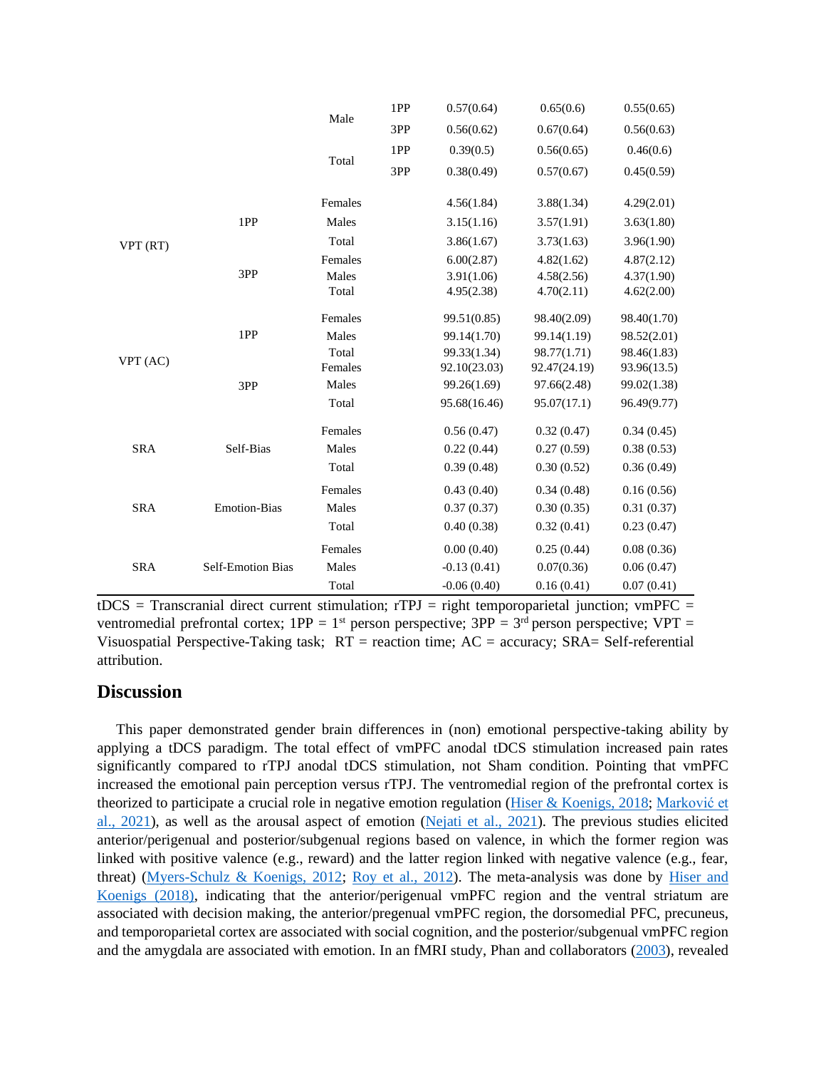|  |  |  |  |  |  |  |
|---|---|---|---|---|---|---|
|  |  | Male | 1PP | 0.57(0.64) | 0.65(0.6) | 0.55(0.65) |
|  |  |  | 3PP | 0.56(0.62) | 0.67(0.64) | 0.56(0.63) |
|  |  | Total | 1PP | 0.39(0.5) | 0.56(0.65) | 0.46(0.6) |
|  |  |  | 3PP | 0.38(0.49) | 0.57(0.67) | 0.45(0.59) |
| VPT (RT) | 1PP | Females |  | 4.56(1.84) | 3.88(1.34) | 4.29(2.01) |
|  |  | Males |  | 3.15(1.16) | 3.57(1.91) | 3.63(1.80) |
|  |  | Total |  | 3.86(1.67) | 3.73(1.63) | 3.96(1.90) |
|  | 3PP | Females |  | 6.00(2.87) | 4.82(1.62) | 4.87(2.12) |
|  |  | Males |  | 3.91(1.06) | 4.58(2.56) | 4.37(1.90) |
|  |  | Total |  | 4.95(2.38) | 4.70(2.11) | 4.62(2.00) |
| VPT (AC) | 1PP | Females |  | 99.51(0.85) | 98.40(2.09) | 98.40(1.70) |
|  |  | Males |  | 99.14(1.70) | 99.14(1.19) | 98.52(2.01) |
|  |  | Total |  | 99.33(1.34) | 98.77(1.71) | 98.46(1.83) |
|  | 3PP | Females |  | 92.10(23.03) | 92.47(24.19) | 93.96(13.5) |
|  |  | Males |  | 99.26(1.69) | 97.66(2.48) | 99.02(1.38) |
|  |  | Total |  | 95.68(16.46) | 95.07(17.1) | 96.49(9.77) |
| SRA | Self-Bias | Females |  | 0.56 (0.47) | 0.32 (0.47) | 0.34 (0.45) |
|  |  | Males |  | 0.22 (0.44) | 0.27 (0.59) | 0.38 (0.53) |
|  |  | Total |  | 0.39 (0.48) | 0.30 (0.52) | 0.36 (0.49) |
| SRA | Emotion-Bias | Females |  | 0.43 (0.40) | 0.34 (0.48) | 0.16 (0.56) |
|  |  | Males |  | 0.37 (0.37) | 0.30 (0.35) | 0.31 (0.37) |
|  |  | Total |  | 0.40 (0.38) | 0.32 (0.41) | 0.23 (0.47) |
| SRA | Self-Emotion Bias | Females |  | 0.00 (0.40) | 0.25 (0.44) | 0.08 (0.36) |
|  |  | Males |  | -0.13 (0.41) | 0.07(0.36) | 0.06 (0.47) |
|  |  | Total |  | -0.06 (0.40) | 0.16 (0.41) | 0.07 (0.41) |

tDCS = Transcranial direct current stimulation; rTPJ = right temporoparietal junction; vmPFC = ventromedial prefrontal cortex; 1PP = 1st person perspective; 3PP = 3rd person perspective; VPT = Visuospatial Perspective-Taking task; RT = reaction time; AC = accuracy; SRA= Self-referential attribution.

## Discussion

This paper demonstrated gender brain differences in (non) emotional perspective-taking ability by applying a tDCS paradigm. The total effect of vmPFC anodal tDCS stimulation increased pain rates significantly compared to rTPJ anodal tDCS stimulation, not Sham condition. Pointing that vmPFC increased the emotional pain perception versus rTPJ. The ventromedial region of the prefrontal cortex is theorized to participate a crucial role in negative emotion regulation (Hiser & Koenigs, 2018; Marković et al., 2021), as well as the arousal aspect of emotion (Nejati et al., 2021). The previous studies elicited anterior/perigenual and posterior/subgenual regions based on valence, in which the former region was linked with positive valence (e.g., reward) and the latter region linked with negative valence (e.g., fear, threat) (Myers-Schulz & Koenigs, 2012; Roy et al., 2012). The meta-analysis was done by Hiser and Koenigs (2018), indicating that the anterior/perigenual vmPFC region and the ventral striatum are associated with decision making, the anterior/pregenual vmPFC region, the dorsomedial PFC, precuneus, and temporoparietal cortex are associated with social cognition, and the posterior/subgenual vmPFC region and the amygdala are associated with emotion. In an fMRI study, Phan and collaborators (2003), revealed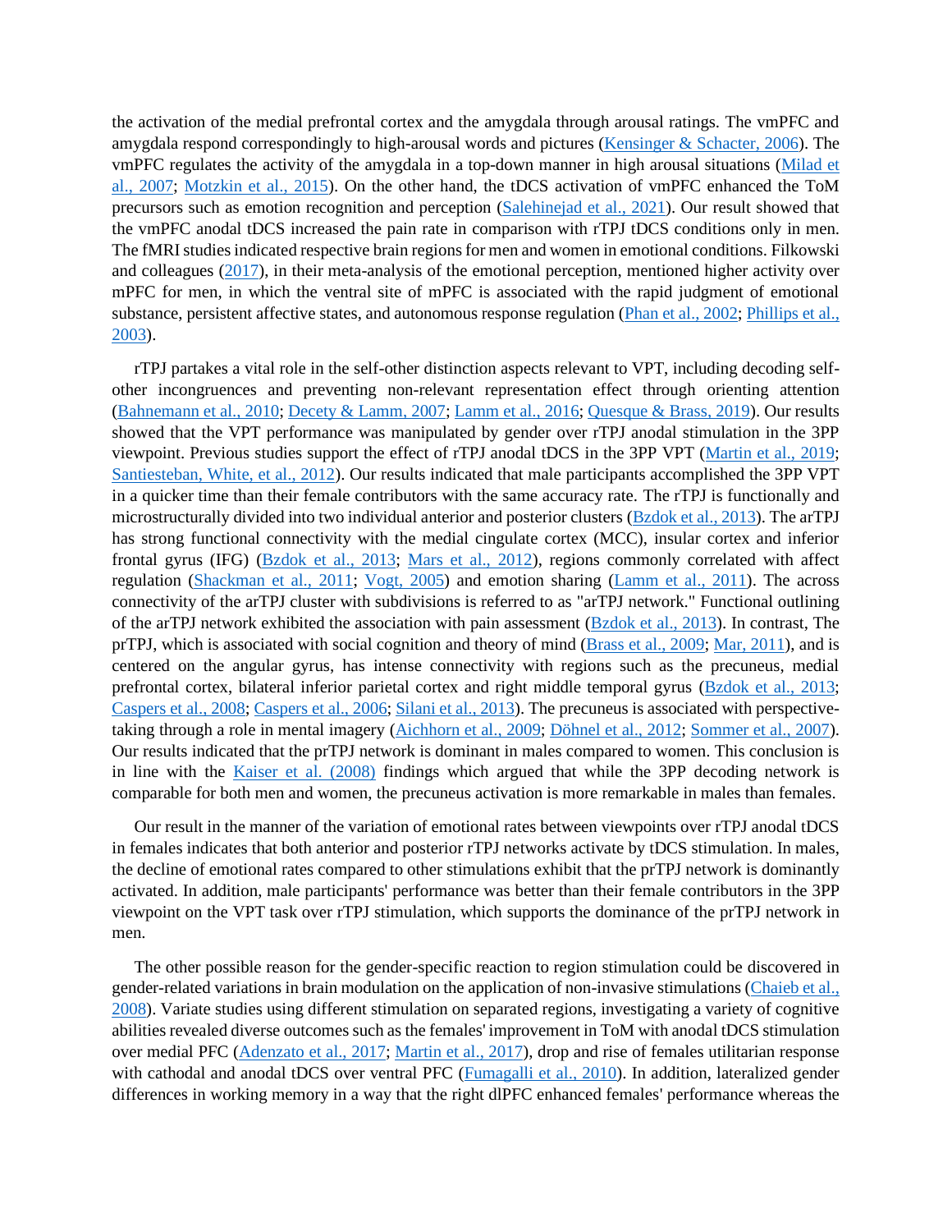the activation of the medial prefrontal cortex and the amygdala through arousal ratings. The vmPFC and amygdala respond correspondingly to high-arousal words and pictures (Kensinger & Schacter, 2006). The vmPFC regulates the activity of the amygdala in a top-down manner in high arousal situations (Milad et al., 2007; Motzkin et al., 2015). On the other hand, the tDCS activation of vmPFC enhanced the ToM precursors such as emotion recognition and perception (Salehinejad et al., 2021). Our result showed that the vmPFC anodal tDCS increased the pain rate in comparison with rTPJ tDCS conditions only in men. The fMRI studies indicated respective brain regions for men and women in emotional conditions. Filkowski and colleagues (2017), in their meta-analysis of the emotional perception, mentioned higher activity over mPFC for men, in which the ventral site of mPFC is associated with the rapid judgment of emotional substance, persistent affective states, and autonomous response regulation (Phan et al., 2002; Phillips et al., 2003).

rTPJ partakes a vital role in the self-other distinction aspects relevant to VPT, including decoding self-other incongruences and preventing non-relevant representation effect through orienting attention (Bahnemann et al., 2010; Decety & Lamm, 2007; Lamm et al., 2016; Quesque & Brass, 2019). Our results showed that the VPT performance was manipulated by gender over rTPJ anodal stimulation in the 3PP viewpoint. Previous studies support the effect of rTPJ anodal tDCS in the 3PP VPT (Martin et al., 2019; Santiesteban, White, et al., 2012). Our results indicated that male participants accomplished the 3PP VPT in a quicker time than their female contributors with the same accuracy rate. The rTPJ is functionally and microstructurally divided into two individual anterior and posterior clusters (Bzdok et al., 2013). The arTPJ has strong functional connectivity with the medial cingulate cortex (MCC), insular cortex and inferior frontal gyrus (IFG) (Bzdok et al., 2013; Mars et al., 2012), regions commonly correlated with affect regulation (Shackman et al., 2011; Vogt, 2005) and emotion sharing (Lamm et al., 2011). The across connectivity of the arTPJ cluster with subdivisions is referred to as "arTPJ network." Functional outlining of the arTPJ network exhibited the association with pain assessment (Bzdok et al., 2013). In contrast, The prTPJ, which is associated with social cognition and theory of mind (Brass et al., 2009; Mar, 2011), and is centered on the angular gyrus, has intense connectivity with regions such as the precuneus, medial prefrontal cortex, bilateral inferior parietal cortex and right middle temporal gyrus (Bzdok et al., 2013; Caspers et al., 2008; Caspers et al., 2006; Silani et al., 2013). The precuneus is associated with perspective-taking through a role in mental imagery (Aichhorn et al., 2009; Döhnel et al., 2012; Sommer et al., 2007). Our results indicated that the prTPJ network is dominant in males compared to women. This conclusion is in line with the Kaiser et al. (2008) findings which argued that while the 3PP decoding network is comparable for both men and women, the precuneus activation is more remarkable in males than females.

Our result in the manner of the variation of emotional rates between viewpoints over rTPJ anodal tDCS in females indicates that both anterior and posterior rTPJ networks activate by tDCS stimulation. In males, the decline of emotional rates compared to other stimulations exhibit that the prTPJ network is dominantly activated. In addition, male participants' performance was better than their female contributors in the 3PP viewpoint on the VPT task over rTPJ stimulation, which supports the dominance of the prTPJ network in men.

The other possible reason for the gender-specific reaction to region stimulation could be discovered in gender-related variations in brain modulation on the application of non-invasive stimulations (Chaieb et al., 2008). Variate studies using different stimulation on separated regions, investigating a variety of cognitive abilities revealed diverse outcomes such as the females' improvement in ToM with anodal tDCS stimulation over medial PFC (Adenzato et al., 2017; Martin et al., 2017), drop and rise of females utilitarian response with cathodal and anodal tDCS over ventral PFC (Fumagalli et al., 2010). In addition, lateralized gender differences in working memory in a way that the right dlPFC enhanced females' performance whereas the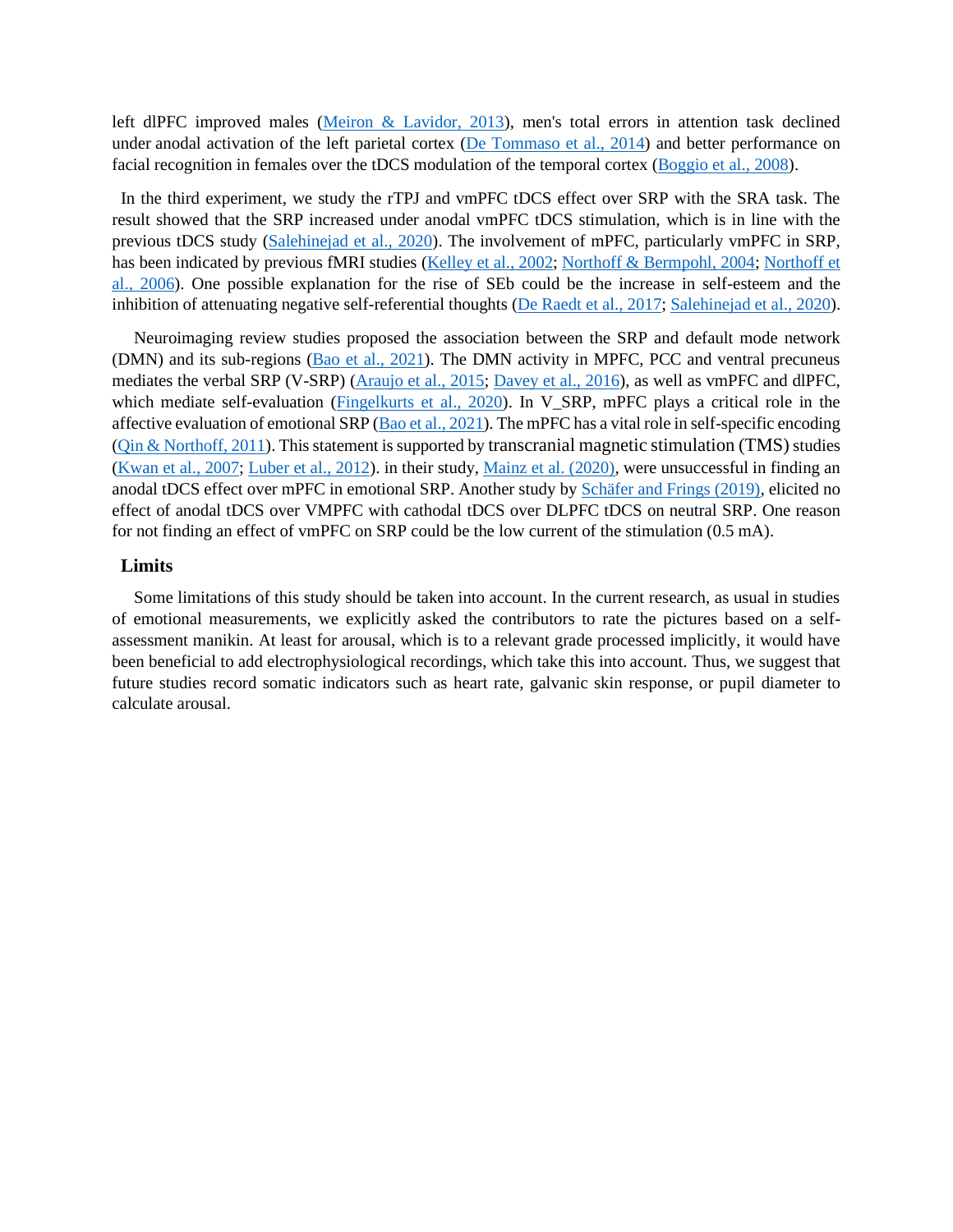left dlPFC improved males (Meiron & Lavidor, 2013), men's total errors in attention task declined under anodal activation of the left parietal cortex (De Tommaso et al., 2014) and better performance on facial recognition in females over the tDCS modulation of the temporal cortex (Boggio et al., 2008).

In the third experiment, we study the rTPJ and vmPFC tDCS effect over SRP with the SRA task. The result showed that the SRP increased under anodal vmPFC tDCS stimulation, which is in line with the previous tDCS study (Salehinejad et al., 2020). The involvement of mPFC, particularly vmPFC in SRP, has been indicated by previous fMRI studies (Kelley et al., 2002; Northoff & Bermpohl, 2004; Northoff et al., 2006). One possible explanation for the rise of SEb could be the increase in self-esteem and the inhibition of attenuating negative self-referential thoughts (De Raedt et al., 2017; Salehinejad et al., 2020).

Neuroimaging review studies proposed the association between the SRP and default mode network (DMN) and its sub-regions (Bao et al., 2021). The DMN activity in MPFC, PCC and ventral precuneus mediates the verbal SRP (V-SRP) (Araujo et al., 2015; Davey et al., 2016), as well as vmPFC and dlPFC, which mediate self-evaluation (Fingelkurts et al., 2020). In V_SRP, mPFC plays a critical role in the affective evaluation of emotional SRP (Bao et al., 2021). The mPFC has a vital role in self-specific encoding (Qin & Northoff, 2011). This statement is supported by transcranial magnetic stimulation (TMS) studies (Kwan et al., 2007; Luber et al., 2012). in their study, Mainz et al. (2020), were unsuccessful in finding an anodal tDCS effect over mPFC in emotional SRP. Another study by Schäfer and Frings (2019), elicited no effect of anodal tDCS over VMPFC with cathodal tDCS over DLPFC tDCS on neutral SRP. One reason for not finding an effect of vmPFC on SRP could be the low current of the stimulation (0.5 mA).

## Limits

Some limitations of this study should be taken into account. In the current research, as usual in studies of emotional measurements, we explicitly asked the contributors to rate the pictures based on a self-assessment manikin. At least for arousal, which is to a relevant grade processed implicitly, it would have been beneficial to add electrophysiological recordings, which take this into account. Thus, we suggest that future studies record somatic indicators such as heart rate, galvanic skin response, or pupil diameter to calculate arousal.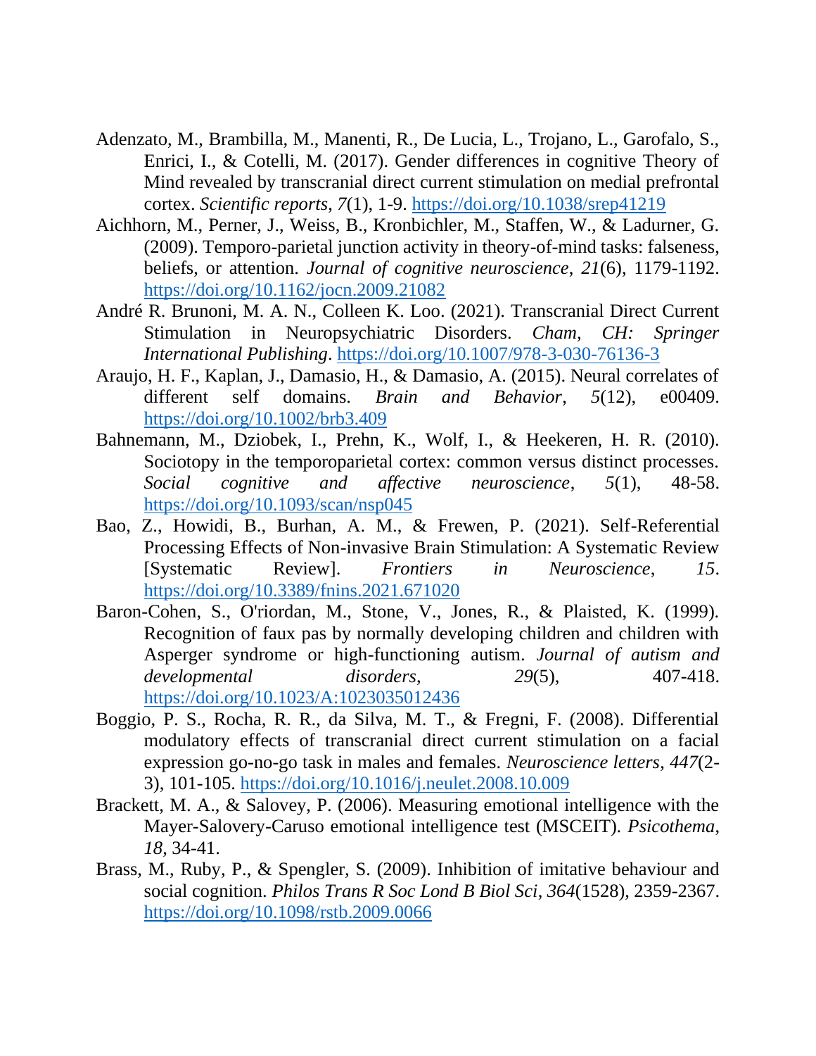Adenzato, M., Brambilla, M., Manenti, R., De Lucia, L., Trojano, L., Garofalo, S., Enrici, I., & Cotelli, M. (2017). Gender differences in cognitive Theory of Mind revealed by transcranial direct current stimulation on medial prefrontal cortex. *Scientific reports*, *7*(1), 1-9. https://doi.org/10.1038/srep41219

Aichhorn, M., Perner, J., Weiss, B., Kronbichler, M., Staffen, W., & Ladurner, G. (2009). Temporo-parietal junction activity in theory-of-mind tasks: falseness, beliefs, or attention. *Journal of cognitive neuroscience*, *21*(6), 1179-1192. https://doi.org/10.1162/jocn.2009.21082

André R. Brunoni, M. A. N., Colleen K. Loo. (2021). Transcranial Direct Current Stimulation in Neuropsychiatric Disorders. *Cham, CH: Springer International Publishing*. https://doi.org/10.1007/978-3-030-76136-3

Araujo, H. F., Kaplan, J., Damasio, H., & Damasio, A. (2015). Neural correlates of different self domains. *Brain and Behavior*, *5*(12), e00409. https://doi.org/10.1002/brb3.409

Bahnemann, M., Dziobek, I., Prehn, K., Wolf, I., & Heekeren, H. R. (2010). Sociotopy in the temporoparietal cortex: common versus distinct processes. *Social cognitive and affective neuroscience*, *5*(1), 48-58. https://doi.org/10.1093/scan/nsp045

Bao, Z., Howidi, B., Burhan, A. M., & Frewen, P. (2021). Self-Referential Processing Effects of Non-invasive Brain Stimulation: A Systematic Review [Systematic Review]. *Frontiers in Neuroscience*, *15*. https://doi.org/10.3389/fnins.2021.671020

Baron-Cohen, S., O'riordan, M., Stone, V., Jones, R., & Plaisted, K. (1999). Recognition of faux pas by normally developing children and children with Asperger syndrome or high-functioning autism. *Journal of autism and developmental disorders*, *29*(5), 407-418. https://doi.org/10.1023/A:1023035012436

Boggio, P. S., Rocha, R. R., da Silva, M. T., & Fregni, F. (2008). Differential modulatory effects of transcranial direct current stimulation on a facial expression go-no-go task in males and females. *Neuroscience letters*, *447*(2-3), 101-105. https://doi.org/10.1016/j.neulet.2008.10.009

Brackett, M. A., & Salovey, P. (2006). Measuring emotional intelligence with the Mayer-Salovery-Caruso emotional intelligence test (MSCEIT). *Psicothema*, *18*, 34-41.

Brass, M., Ruby, P., & Spengler, S. (2009). Inhibition of imitative behaviour and social cognition. *Philos Trans R Soc Lond B Biol Sci*, *364*(1528), 2359-2367. https://doi.org/10.1098/rstb.2009.0066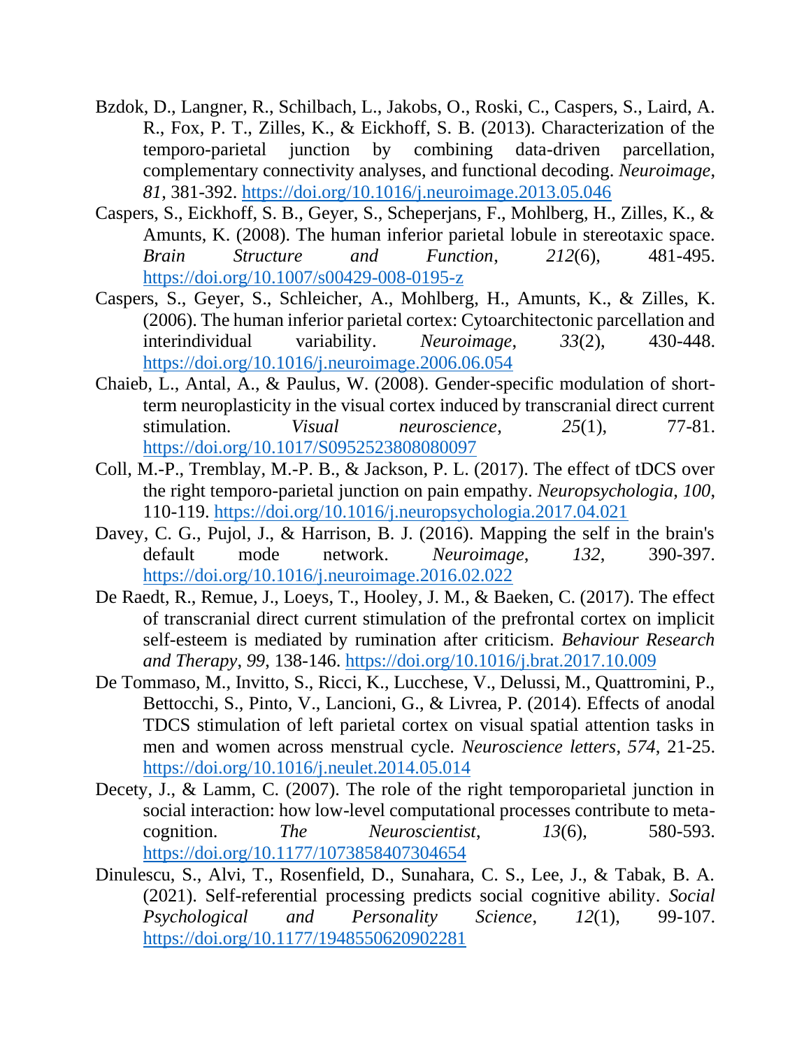Bzdok, D., Langner, R., Schilbach, L., Jakobs, O., Roski, C., Caspers, S., Laird, A. R., Fox, P. T., Zilles, K., & Eickhoff, S. B. (2013). Characterization of the temporo-parietal junction by combining data-driven parcellation, complementary connectivity analyses, and functional decoding. *Neuroimage*, *81*, 381-392. https://doi.org/10.1016/j.neuroimage.2013.05.046

Caspers, S., Eickhoff, S. B., Geyer, S., Scheperjans, F., Mohlberg, H., Zilles, K., & Amunts, K. (2008). The human inferior parietal lobule in stereotaxic space. *Brain Structure and Function*, *212*(6), 481-495. https://doi.org/10.1007/s00429-008-0195-z

Caspers, S., Geyer, S., Schleicher, A., Mohlberg, H., Amunts, K., & Zilles, K. (2006). The human inferior parietal cortex: Cytoarchitectonic parcellation and interindividual variability. *Neuroimage*, *33*(2), 430-448. https://doi.org/10.1016/j.neuroimage.2006.06.054

Chaieb, L., Antal, A., & Paulus, W. (2008). Gender-specific modulation of short-term neuroplasticity in the visual cortex induced by transcranial direct current stimulation. *Visual neuroscience*, *25*(1), 77-81. https://doi.org/10.1017/S0952523808080097

Coll, M.-P., Tremblay, M.-P. B., & Jackson, P. L. (2017). The effect of tDCS over the right temporo-parietal junction on pain empathy. *Neuropsychologia*, *100*, 110-119. https://doi.org/10.1016/j.neuropsychologia.2017.04.021

Davey, C. G., Pujol, J., & Harrison, B. J. (2016). Mapping the self in the brain's default mode network. *Neuroimage*, *132*, 390-397. https://doi.org/10.1016/j.neuroimage.2016.02.022

De Raedt, R., Remue, J., Loeys, T., Hooley, J. M., & Baeken, C. (2017). The effect of transcranial direct current stimulation of the prefrontal cortex on implicit self-esteem is mediated by rumination after criticism. *Behaviour Research and Therapy*, *99*, 138-146. https://doi.org/10.1016/j.brat.2017.10.009

De Tommaso, M., Invitto, S., Ricci, K., Lucchese, V., Delussi, M., Quattromini, P., Bettocchi, S., Pinto, V., Lancioni, G., & Livrea, P. (2014). Effects of anodal TDCS stimulation of left parietal cortex on visual spatial attention tasks in men and women across menstrual cycle. *Neuroscience letters*, *574*, 21-25. https://doi.org/10.1016/j.neulet.2014.05.014

Decety, J., & Lamm, C. (2007). The role of the right temporoparietal junction in social interaction: how low-level computational processes contribute to meta-cognition. *The Neuroscientist*, *13*(6), 580-593. https://doi.org/10.1177/1073858407304654

Dinulescu, S., Alvi, T., Rosenfield, D., Sunahara, C. S., Lee, J., & Tabak, B. A. (2021). Self-referential processing predicts social cognitive ability. *Social Psychological and Personality Science*, *12*(1), 99-107. https://doi.org/10.1177/1948550620902281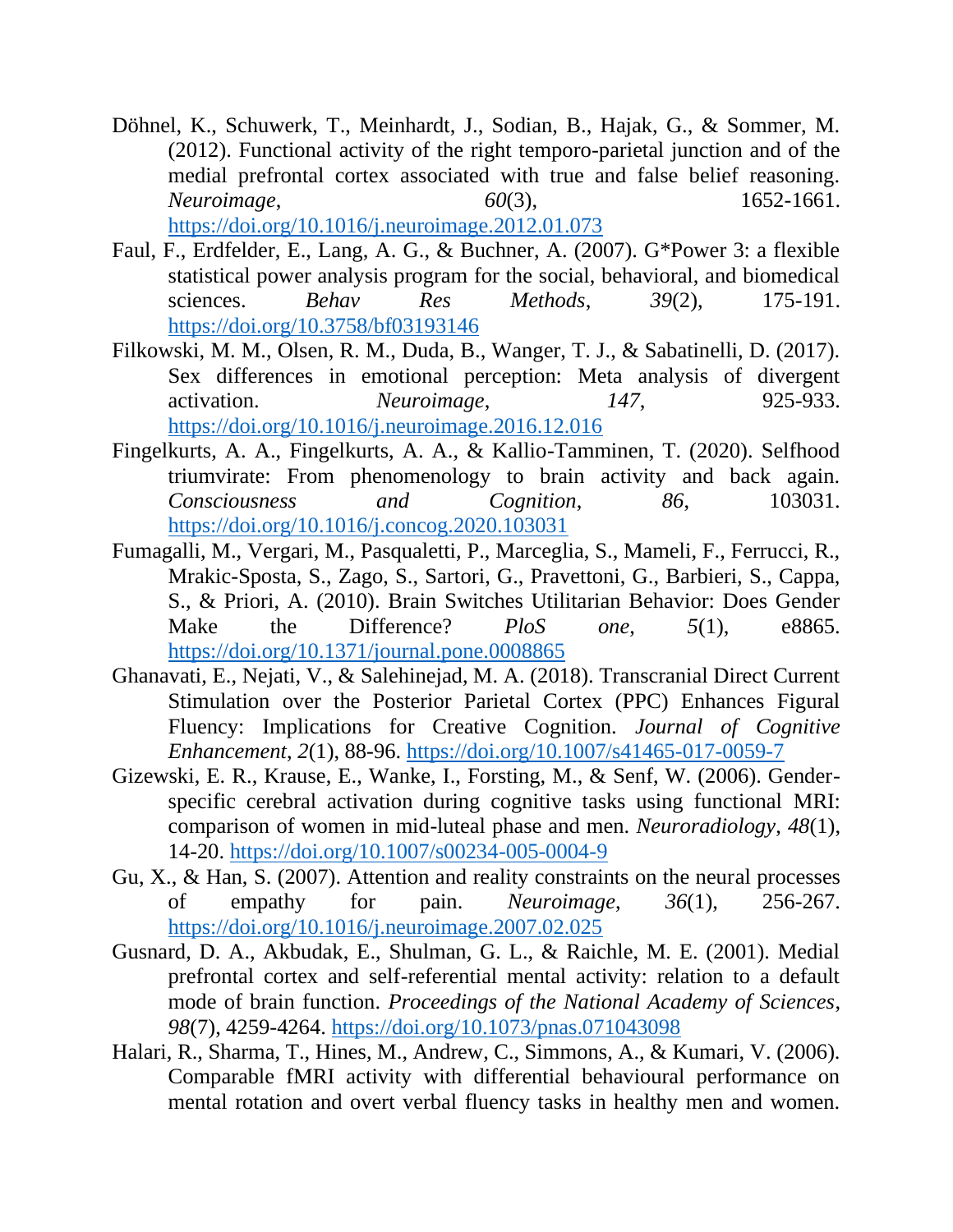Döhnel, K., Schuwerk, T., Meinhardt, J., Sodian, B., Hajak, G., & Sommer, M. (2012). Functional activity of the right temporo-parietal junction and of the medial prefrontal cortex associated with true and false belief reasoning. *Neuroimage*, *60*(3), 1652-1661. https://doi.org/10.1016/j.neuroimage.2012.01.073

Faul, F., Erdfelder, E., Lang, A. G., & Buchner, A. (2007). G*Power 3: a flexible statistical power analysis program for the social, behavioral, and biomedical sciences. *Behav Res Methods*, *39*(2), 175-191. https://doi.org/10.3758/bf03193146

Filkowski, M. M., Olsen, R. M., Duda, B., Wanger, T. J., & Sabatinelli, D. (2017). Sex differences in emotional perception: Meta analysis of divergent activation. *Neuroimage*, *147*, 925-933. https://doi.org/10.1016/j.neuroimage.2016.12.016

Fingelkurts, A. A., Fingelkurts, A. A., & Kallio-Tamminen, T. (2020). Selfhood triumvirate: From phenomenology to brain activity and back again. *Consciousness and Cognition*, *86*, 103031. https://doi.org/10.1016/j.concog.2020.103031

Fumagalli, M., Vergari, M., Pasqualetti, P., Marceglia, S., Mameli, F., Ferrucci, R., Mrakic-Sposta, S., Zago, S., Sartori, G., Pravettoni, G., Barbieri, S., Cappa, S., & Priori, A. (2010). Brain Switches Utilitarian Behavior: Does Gender Make the Difference? *PloS one*, *5*(1), e8865. https://doi.org/10.1371/journal.pone.0008865

Ghanavati, E., Nejati, V., & Salehinejad, M. A. (2018). Transcranial Direct Current Stimulation over the Posterior Parietal Cortex (PPC) Enhances Figural Fluency: Implications for Creative Cognition. *Journal of Cognitive Enhancement*, *2*(1), 88-96. https://doi.org/10.1007/s41465-017-0059-7

Gizewski, E. R., Krause, E., Wanke, I., Forsting, M., & Senf, W. (2006). Gender-specific cerebral activation during cognitive tasks using functional MRI: comparison of women in mid-luteal phase and men. *Neuroradiology*, *48*(1), 14-20. https://doi.org/10.1007/s00234-005-0004-9

Gu, X., & Han, S. (2007). Attention and reality constraints on the neural processes of empathy for pain. *Neuroimage*, *36*(1), 256-267. https://doi.org/10.1016/j.neuroimage.2007.02.025

Gusnard, D. A., Akbudak, E., Shulman, G. L., & Raichle, M. E. (2001). Medial prefrontal cortex and self-referential mental activity: relation to a default mode of brain function. *Proceedings of the National Academy of Sciences*, *98*(7), 4259-4264. https://doi.org/10.1073/pnas.071043098

Halari, R., Sharma, T., Hines, M., Andrew, C., Simmons, A., & Kumari, V. (2006). Comparable fMRI activity with differential behavioural performance on mental rotation and overt verbal fluency tasks in healthy men and women.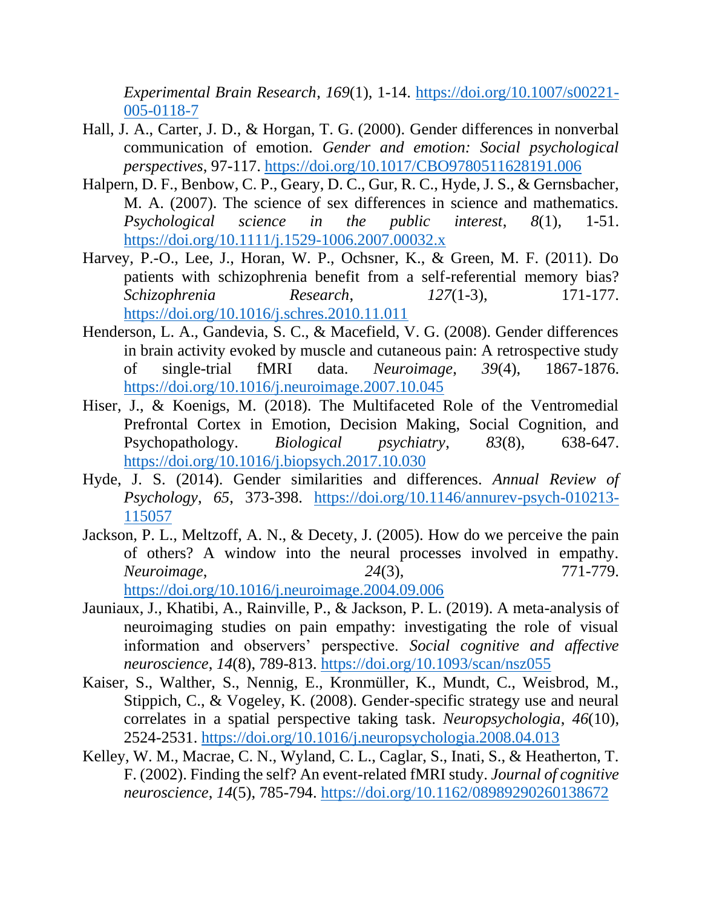*Experimental Brain Research*, *169*(1), 1-14. https://doi.org/10.1007/s00221-005-0118-7

Hall, J. A., Carter, J. D., & Horgan, T. G. (2000). Gender differences in nonverbal communication of emotion. *Gender and emotion: Social psychological perspectives*, 97-117. https://doi.org/10.1017/CBO9780511628191.006

Halpern, D. F., Benbow, C. P., Geary, D. C., Gur, R. C., Hyde, J. S., & Gernsbacher, M. A. (2007). The science of sex differences in science and mathematics. *Psychological science in the public interest*, *8*(1), 1-51. https://doi.org/10.1111/j.1529-1006.2007.00032.x

Harvey, P.-O., Lee, J., Horan, W. P., Ochsner, K., & Green, M. F. (2011). Do patients with schizophrenia benefit from a self-referential memory bias? *Schizophrenia Research*, *127*(1-3), 171-177. https://doi.org/10.1016/j.schres.2010.11.011

Henderson, L. A., Gandevia, S. C., & Macefield, V. G. (2008). Gender differences in brain activity evoked by muscle and cutaneous pain: A retrospective study of single-trial fMRI data. *Neuroimage*, *39*(4), 1867-1876. https://doi.org/10.1016/j.neuroimage.2007.10.045

Hiser, J., & Koenigs, M. (2018). The Multifaceted Role of the Ventromedial Prefrontal Cortex in Emotion, Decision Making, Social Cognition, and Psychopathology. *Biological psychiatry*, *83*(8), 638-647. https://doi.org/10.1016/j.biopsych.2017.10.030

Hyde, J. S. (2014). Gender similarities and differences. *Annual Review of Psychology*, *65*, 373-398. https://doi.org/10.1146/annurev-psych-010213-115057

Jackson, P. L., Meltzoff, A. N., & Decety, J. (2005). How do we perceive the pain of others? A window into the neural processes involved in empathy. *Neuroimage*, *24*(3), 771-779. https://doi.org/10.1016/j.neuroimage.2004.09.006

Jauniaux, J., Khatibi, A., Rainville, P., & Jackson, P. L. (2019). A meta-analysis of neuroimaging studies on pain empathy: investigating the role of visual information and observers' perspective. *Social cognitive and affective neuroscience*, *14*(8), 789-813. https://doi.org/10.1093/scan/nsz055

Kaiser, S., Walther, S., Nennig, E., Kronmüller, K., Mundt, C., Weisbrod, M., Stippich, C., & Vogeley, K. (2008). Gender-specific strategy use and neural correlates in a spatial perspective taking task. *Neuropsychologia*, *46*(10), 2524-2531. https://doi.org/10.1016/j.neuropsychologia.2008.04.013

Kelley, W. M., Macrae, C. N., Wyland, C. L., Caglar, S., Inati, S., & Heatherton, T. F. (2002). Finding the self? An event-related fMRI study. *Journal of cognitive neuroscience*, *14*(5), 785-794. https://doi.org/10.1162/08989290260138672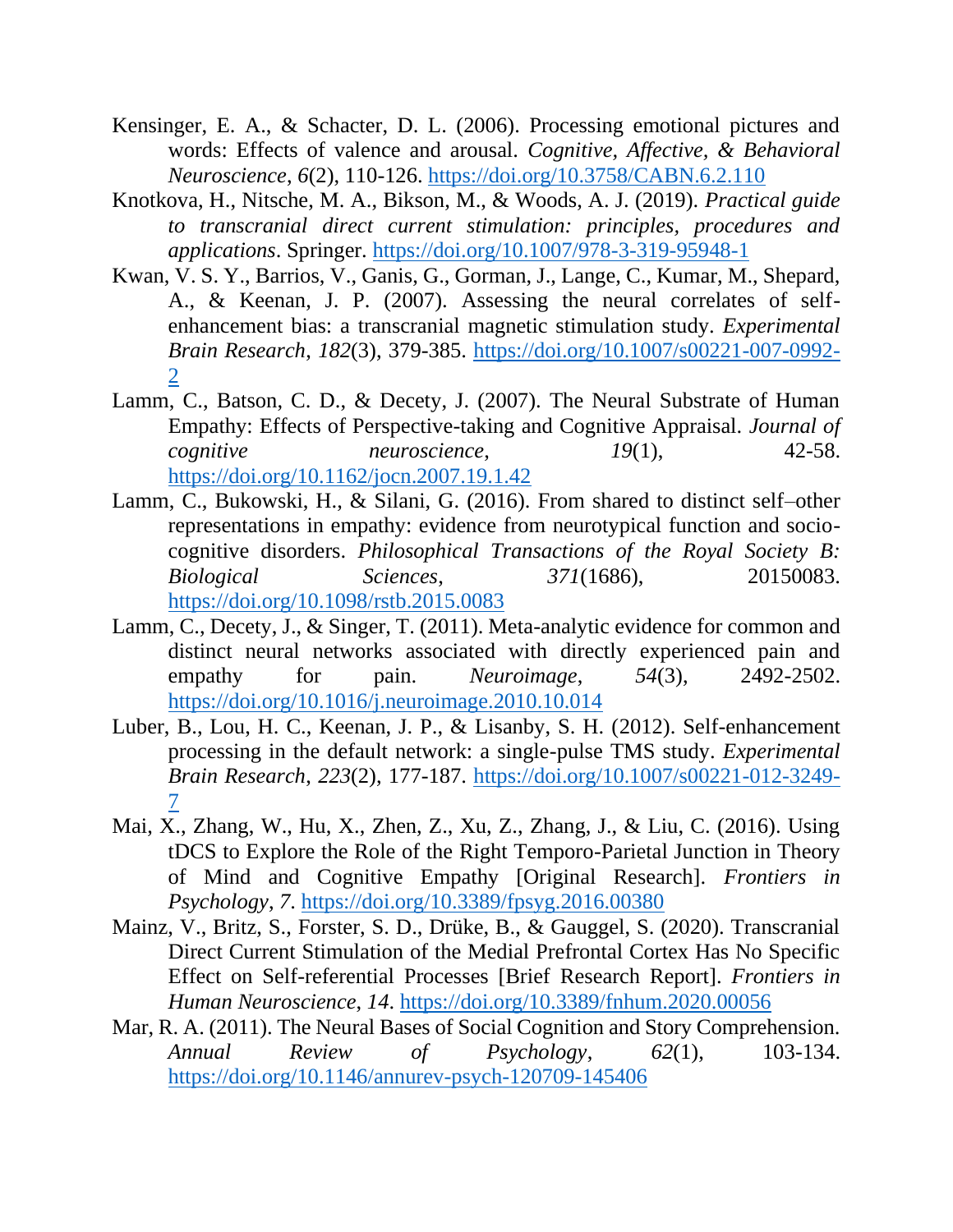Kensinger, E. A., & Schacter, D. L. (2006). Processing emotional pictures and words: Effects of valence and arousal. *Cognitive, Affective, & Behavioral Neuroscience*, *6*(2), 110-126. https://doi.org/10.3758/CABN.6.2.110

Knotkova, H., Nitsche, M. A., Bikson, M., & Woods, A. J. (2019). *Practical guide to transcranial direct current stimulation: principles, procedures and applications*. Springer. https://doi.org/10.1007/978-3-319-95948-1

Kwan, V. S. Y., Barrios, V., Ganis, G., Gorman, J., Lange, C., Kumar, M., Shepard, A., & Keenan, J. P. (2007). Assessing the neural correlates of self-enhancement bias: a transcranial magnetic stimulation study. *Experimental Brain Research*, *182*(3), 379-385. https://doi.org/10.1007/s00221-007-0992-2

Lamm, C., Batson, C. D., & Decety, J. (2007). The Neural Substrate of Human Empathy: Effects of Perspective-taking and Cognitive Appraisal. *Journal of cognitive neuroscience*, *19*(1), 42-58. https://doi.org/10.1162/jocn.2007.19.1.42

Lamm, C., Bukowski, H., & Silani, G. (2016). From shared to distinct self–other representations in empathy: evidence from neurotypical function and socio-cognitive disorders. *Philosophical Transactions of the Royal Society B: Biological Sciences*, *371*(1686), 20150083. https://doi.org/10.1098/rstb.2015.0083

Lamm, C., Decety, J., & Singer, T. (2011). Meta-analytic evidence for common and distinct neural networks associated with directly experienced pain and empathy for pain. *Neuroimage*, *54*(3), 2492-2502. https://doi.org/10.1016/j.neuroimage.2010.10.014

Luber, B., Lou, H. C., Keenan, J. P., & Lisanby, S. H. (2012). Self-enhancement processing in the default network: a single-pulse TMS study. *Experimental Brain Research*, *223*(2), 177-187. https://doi.org/10.1007/s00221-012-3249-7

Mai, X., Zhang, W., Hu, X., Zhen, Z., Xu, Z., Zhang, J., & Liu, C. (2016). Using tDCS to Explore the Role of the Right Temporo-Parietal Junction in Theory of Mind and Cognitive Empathy [Original Research]. *Frontiers in Psychology*, *7*. https://doi.org/10.3389/fpsyg.2016.00380

Mainz, V., Britz, S., Forster, S. D., Drüke, B., & Gauggel, S. (2020). Transcranial Direct Current Stimulation of the Medial Prefrontal Cortex Has No Specific Effect on Self-referential Processes [Brief Research Report]. *Frontiers in Human Neuroscience*, *14*. https://doi.org/10.3389/fnhum.2020.00056

Mar, R. A. (2011). The Neural Bases of Social Cognition and Story Comprehension. *Annual Review of Psychology*, *62*(1), 103-134. https://doi.org/10.1146/annurev-psych-120709-145406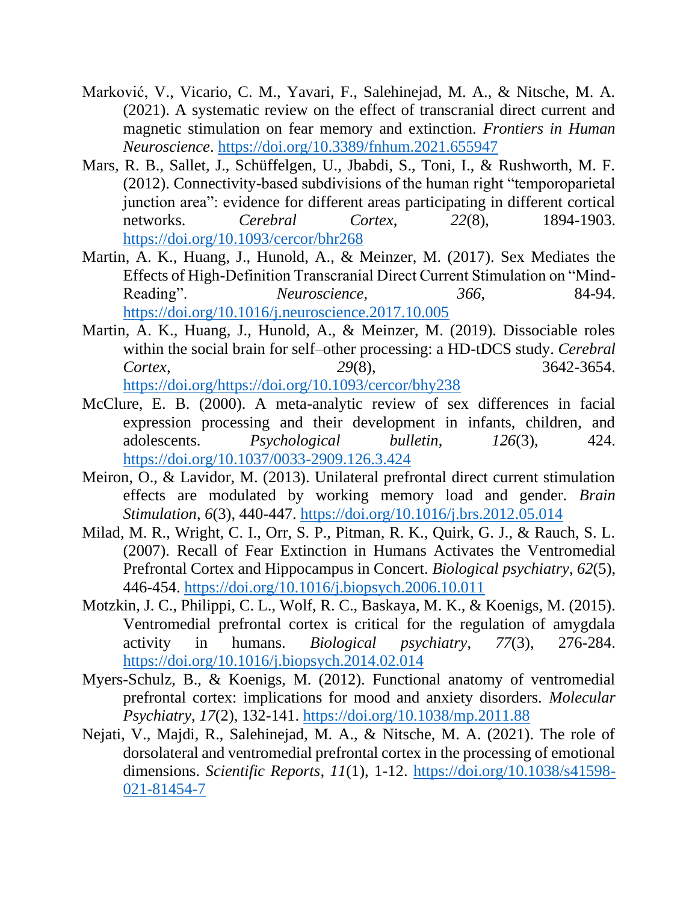Marković, V., Vicario, C. M., Yavari, F., Salehinejad, M. A., & Nitsche, M. A. (2021). A systematic review on the effect of transcranial direct current and magnetic stimulation on fear memory and extinction. *Frontiers in Human Neuroscience*. https://doi.org/10.3389/fnhum.2021.655947

Mars, R. B., Sallet, J., Schüffelgen, U., Jbabdi, S., Toni, I., & Rushworth, M. F. (2012). Connectivity-based subdivisions of the human right "temporoparietal junction area": evidence for different areas participating in different cortical networks. *Cerebral Cortex*, *22*(8), 1894-1903. https://doi.org/10.1093/cercor/bhr268

Martin, A. K., Huang, J., Hunold, A., & Meinzer, M. (2017). Sex Mediates the Effects of High-Definition Transcranial Direct Current Stimulation on "Mind-Reading". *Neuroscience*, *366*, 84-94. https://doi.org/10.1016/j.neuroscience.2017.10.005

Martin, A. K., Huang, J., Hunold, A., & Meinzer, M. (2019). Dissociable roles within the social brain for self–other processing: a HD-tDCS study. *Cerebral Cortex*, *29*(8), 3642-3654. https://doi.org/https://doi.org/10.1093/cercor/bhy238

McClure, E. B. (2000). A meta-analytic review of sex differences in facial expression processing and their development in infants, children, and adolescents. *Psychological bulletin*, *126*(3), 424. https://doi.org/10.1037/0033-2909.126.3.424

Meiron, O., & Lavidor, M. (2013). Unilateral prefrontal direct current stimulation effects are modulated by working memory load and gender. *Brain Stimulation*, *6*(3), 440-447. https://doi.org/10.1016/j.brs.2012.05.014

Milad, M. R., Wright, C. I., Orr, S. P., Pitman, R. K., Quirk, G. J., & Rauch, S. L. (2007). Recall of Fear Extinction in Humans Activates the Ventromedial Prefrontal Cortex and Hippocampus in Concert. *Biological psychiatry*, *62*(5), 446-454. https://doi.org/10.1016/j.biopsych.2006.10.011

Motzkin, J. C., Philippi, C. L., Wolf, R. C., Baskaya, M. K., & Koenigs, M. (2015). Ventromedial prefrontal cortex is critical for the regulation of amygdala activity in humans. *Biological psychiatry*, *77*(3), 276-284. https://doi.org/10.1016/j.biopsych.2014.02.014

Myers-Schulz, B., & Koenigs, M. (2012). Functional anatomy of ventromedial prefrontal cortex: implications for mood and anxiety disorders. *Molecular Psychiatry*, *17*(2), 132-141. https://doi.org/10.1038/mp.2011.88

Nejati, V., Majdi, R., Salehinejad, M. A., & Nitsche, M. A. (2021). The role of dorsolateral and ventromedial prefrontal cortex in the processing of emotional dimensions. *Scientific Reports*, *11*(1), 1-12. https://doi.org/10.1038/s41598-021-81454-7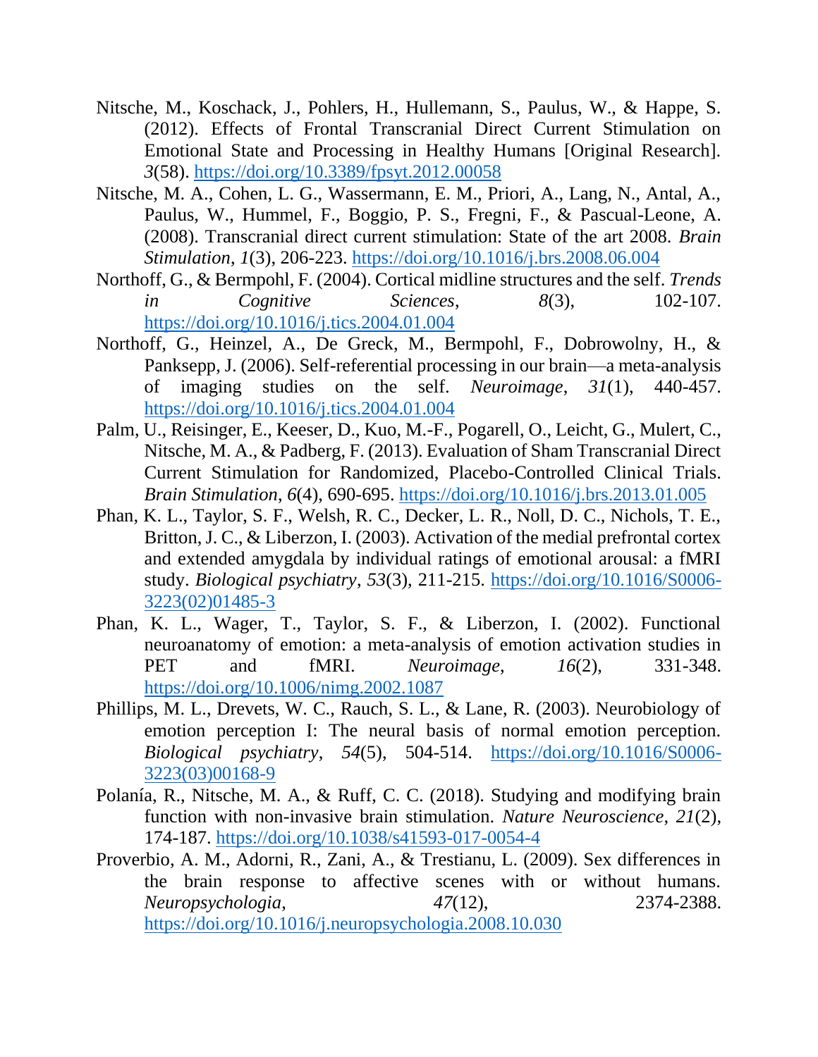Nitsche, M., Koschack, J., Pohlers, H., Hullemann, S., Paulus, W., & Happe, S. (2012). Effects of Frontal Transcranial Direct Current Stimulation on Emotional State and Processing in Healthy Humans [Original Research]. *3*(58). https://doi.org/10.3389/fpsyt.2012.00058

Nitsche, M. A., Cohen, L. G., Wassermann, E. M., Priori, A., Lang, N., Antal, A., Paulus, W., Hummel, F., Boggio, P. S., Fregni, F., & Pascual-Leone, A. (2008). Transcranial direct current stimulation: State of the art 2008. *Brain Stimulation*, *1*(3), 206-223. https://doi.org/10.1016/j.brs.2008.06.004

Northoff, G., & Bermpohl, F. (2004). Cortical midline structures and the self. *Trends in Cognitive Sciences*, *8*(3), 102-107. https://doi.org/10.1016/j.tics.2004.01.004

Northoff, G., Heinzel, A., De Greck, M., Bermpohl, F., Dobrowolny, H., & Panksepp, J. (2006). Self-referential processing in our brain—a meta-analysis of imaging studies on the self. *Neuroimage*, *31*(1), 440-457. https://doi.org/10.1016/j.tics.2004.01.004

Palm, U., Reisinger, E., Keeser, D., Kuo, M.-F., Pogarell, O., Leicht, G., Mulert, C., Nitsche, M. A., & Padberg, F. (2013). Evaluation of Sham Transcranial Direct Current Stimulation for Randomized, Placebo-Controlled Clinical Trials. *Brain Stimulation*, *6*(4), 690-695. https://doi.org/10.1016/j.brs.2013.01.005

Phan, K. L., Taylor, S. F., Welsh, R. C., Decker, L. R., Noll, D. C., Nichols, T. E., Britton, J. C., & Liberzon, I. (2003). Activation of the medial prefrontal cortex and extended amygdala by individual ratings of emotional arousal: a fMRI study. *Biological psychiatry*, *53*(3), 211-215. https://doi.org/10.1016/S0006-3223(02)01485-3

Phan, K. L., Wager, T., Taylor, S. F., & Liberzon, I. (2002). Functional neuroanatomy of emotion: a meta-analysis of emotion activation studies in PET and fMRI. *Neuroimage*, *16*(2), 331-348. https://doi.org/10.1006/nimg.2002.1087

Phillips, M. L., Drevets, W. C., Rauch, S. L., & Lane, R. (2003). Neurobiology of emotion perception I: The neural basis of normal emotion perception. *Biological psychiatry*, *54*(5), 504-514. https://doi.org/10.1016/S0006-3223(03)00168-9

Polanía, R., Nitsche, M. A., & Ruff, C. C. (2018). Studying and modifying brain function with non-invasive brain stimulation. *Nature Neuroscience*, *21*(2), 174-187. https://doi.org/10.1038/s41593-017-0054-4

Proverbio, A. M., Adorni, R., Zani, A., & Trestianu, L. (2009). Sex differences in the brain response to affective scenes with or without humans. *Neuropsychologia*, *47*(12), 2374-2388. https://doi.org/10.1016/j.neuropsychologia.2008.10.030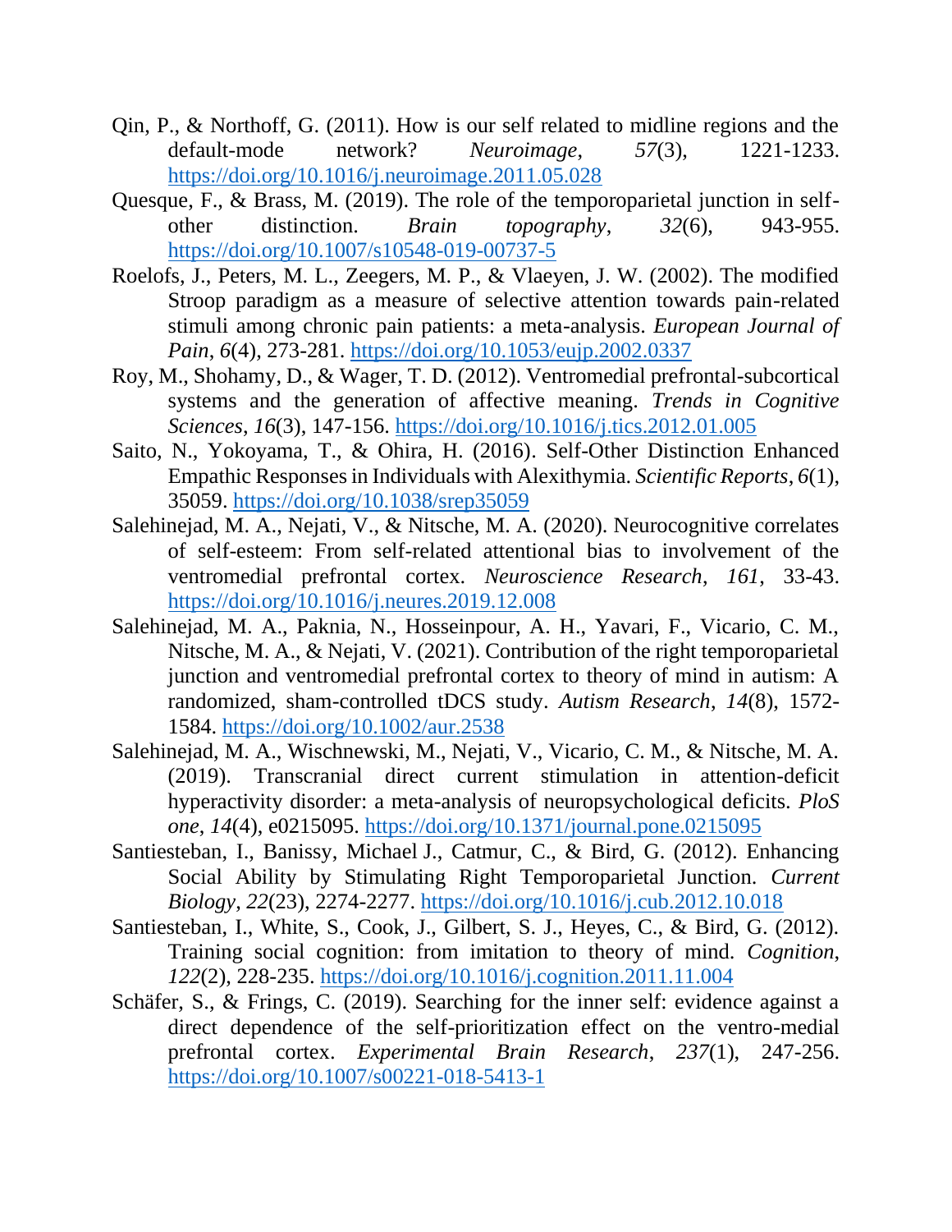Qin, P., & Northoff, G. (2011). How is our self related to midline regions and the default-mode network? *Neuroimage*, *57*(3), 1221-1233. https://doi.org/10.1016/j.neuroimage.2011.05.028

Quesque, F., & Brass, M. (2019). The role of the temporoparietal junction in self-other distinction. *Brain topography*, *32*(6), 943-955. https://doi.org/10.1007/s10548-019-00737-5

Roelofs, J., Peters, M. L., Zeegers, M. P., & Vlaeyen, J. W. (2002). The modified Stroop paradigm as a measure of selective attention towards pain-related stimuli among chronic pain patients: a meta-analysis. *European Journal of Pain*, *6*(4), 273-281. https://doi.org/10.1053/eujp.2002.0337

Roy, M., Shohamy, D., & Wager, T. D. (2012). Ventromedial prefrontal-subcortical systems and the generation of affective meaning. *Trends in Cognitive Sciences*, *16*(3), 147-156. https://doi.org/10.1016/j.tics.2012.01.005

Saito, N., Yokoyama, T., & Ohira, H. (2016). Self-Other Distinction Enhanced Empathic Responses in Individuals with Alexithymia. *Scientific Reports*, *6*(1), 35059. https://doi.org/10.1038/srep35059

Salehinejad, M. A., Nejati, V., & Nitsche, M. A. (2020). Neurocognitive correlates of self-esteem: From self-related attentional bias to involvement of the ventromedial prefrontal cortex. *Neuroscience Research*, *161*, 33-43. https://doi.org/10.1016/j.neures.2019.12.008

Salehinejad, M. A., Paknia, N., Hosseinpour, A. H., Yavari, F., Vicario, C. M., Nitsche, M. A., & Nejati, V. (2021). Contribution of the right temporoparietal junction and ventromedial prefrontal cortex to theory of mind in autism: A randomized, sham-controlled tDCS study. *Autism Research*, *14*(8), 1572-1584. https://doi.org/10.1002/aur.2538

Salehinejad, M. A., Wischnewski, M., Nejati, V., Vicario, C. M., & Nitsche, M. A. (2019). Transcranial direct current stimulation in attention-deficit hyperactivity disorder: a meta-analysis of neuropsychological deficits. *PloS one*, *14*(4), e0215095. https://doi.org/10.1371/journal.pone.0215095

Santiesteban, I., Banissy, Michael J., Catmur, C., & Bird, G. (2012). Enhancing Social Ability by Stimulating Right Temporoparietal Junction. *Current Biology*, *22*(23), 2274-2277. https://doi.org/10.1016/j.cub.2012.10.018

Santiesteban, I., White, S., Cook, J., Gilbert, S. J., Heyes, C., & Bird, G. (2012). Training social cognition: from imitation to theory of mind. *Cognition*, *122*(2), 228-235. https://doi.org/10.1016/j.cognition.2011.11.004

Schäfer, S., & Frings, C. (2019). Searching for the inner self: evidence against a direct dependence of the self-prioritization effect on the ventro-medial prefrontal cortex. *Experimental Brain Research*, *237*(1), 247-256. https://doi.org/10.1007/s00221-018-5413-1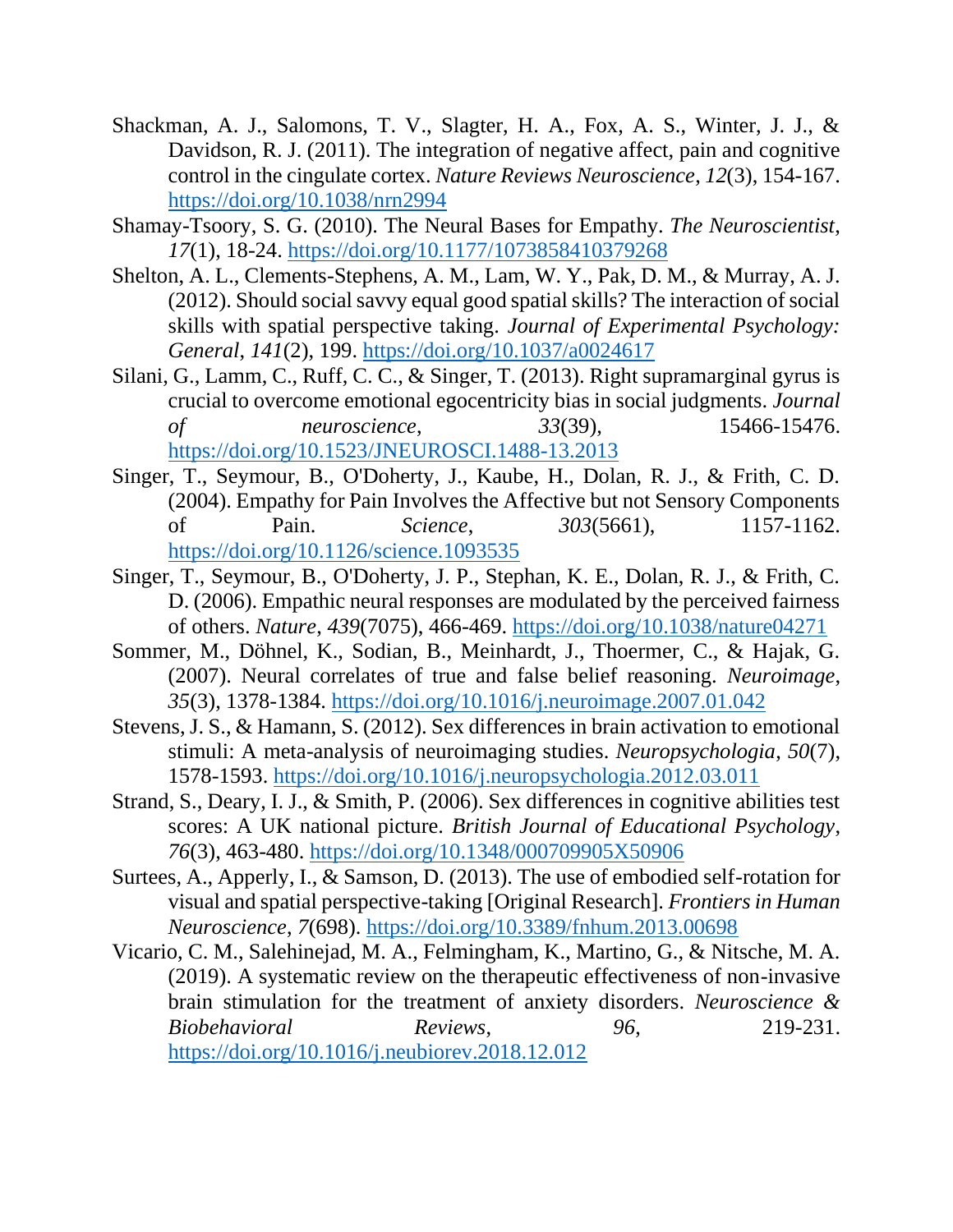Shackman, A. J., Salomons, T. V., Slagter, H. A., Fox, A. S., Winter, J. J., & Davidson, R. J. (2011). The integration of negative affect, pain and cognitive control in the cingulate cortex. *Nature Reviews Neuroscience*, *12*(3), 154-167. https://doi.org/10.1038/nrn2994

Shamay-Tsoory, S. G. (2010). The Neural Bases for Empathy. *The Neuroscientist*, *17*(1), 18-24. https://doi.org/10.1177/1073858410379268

Shelton, A. L., Clements-Stephens, A. M., Lam, W. Y., Pak, D. M., & Murray, A. J. (2012). Should social savvy equal good spatial skills? The interaction of social skills with spatial perspective taking. *Journal of Experimental Psychology: General*, *141*(2), 199. https://doi.org/10.1037/a0024617

Silani, G., Lamm, C., Ruff, C. C., & Singer, T. (2013). Right supramarginal gyrus is crucial to overcome emotional egocentricity bias in social judgments. *Journal of neuroscience*, *33*(39), 15466-15476. https://doi.org/10.1523/JNEUROSCI.1488-13.2013

Singer, T., Seymour, B., O'Doherty, J., Kaube, H., Dolan, R. J., & Frith, C. D. (2004). Empathy for Pain Involves the Affective but not Sensory Components of Pain. *Science*, *303*(5661), 1157-1162. https://doi.org/10.1126/science.1093535

Singer, T., Seymour, B., O'Doherty, J. P., Stephan, K. E., Dolan, R. J., & Frith, C. D. (2006). Empathic neural responses are modulated by the perceived fairness of others. *Nature*, *439*(7075), 466-469. https://doi.org/10.1038/nature04271

Sommer, M., Döhnel, K., Sodian, B., Meinhardt, J., Thoermer, C., & Hajak, G. (2007). Neural correlates of true and false belief reasoning. *Neuroimage*, *35*(3), 1378-1384. https://doi.org/10.1016/j.neuroimage.2007.01.042

Stevens, J. S., & Hamann, S. (2012). Sex differences in brain activation to emotional stimuli: A meta-analysis of neuroimaging studies. *Neuropsychologia*, *50*(7), 1578-1593. https://doi.org/10.1016/j.neuropsychologia.2012.03.011

Strand, S., Deary, I. J., & Smith, P. (2006). Sex differences in cognitive abilities test scores: A UK national picture. *British Journal of Educational Psychology*, *76*(3), 463-480. https://doi.org/10.1348/000709905X50906

Surtees, A., Apperly, I., & Samson, D. (2013). The use of embodied self-rotation for visual and spatial perspective-taking [Original Research]. *Frontiers in Human Neuroscience*, *7*(698). https://doi.org/10.3389/fnhum.2013.00698

Vicario, C. M., Salehinejad, M. A., Felmingham, K., Martino, G., & Nitsche, M. A. (2019). A systematic review on the therapeutic effectiveness of non-invasive brain stimulation for the treatment of anxiety disorders. *Neuroscience & Biobehavioral Reviews*, *96*, 219-231. https://doi.org/10.1016/j.neubiorev.2018.12.012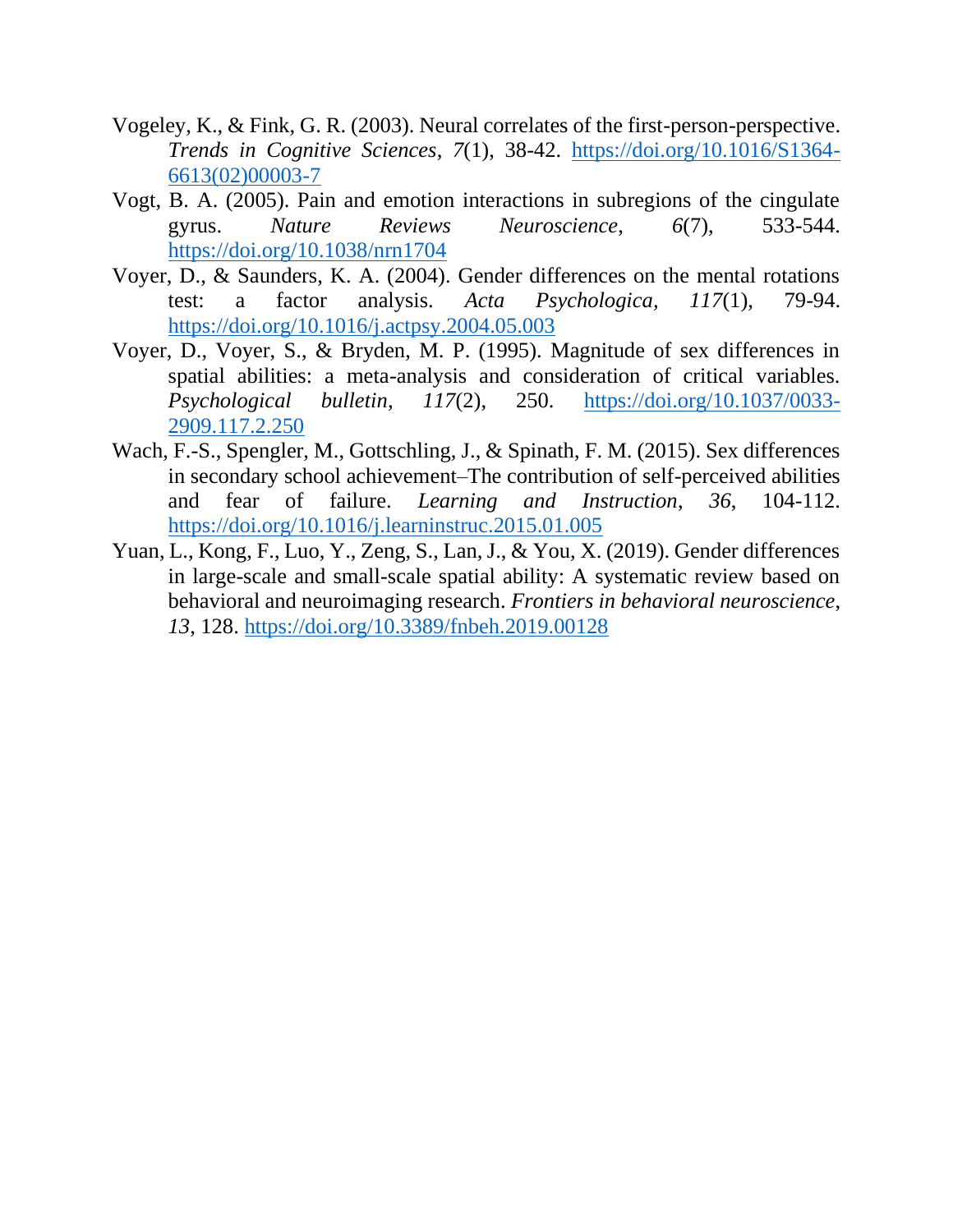Vogeley, K., & Fink, G. R. (2003). Neural correlates of the first-person-perspective. *Trends in Cognitive Sciences*, *7*(1), 38-42. https://doi.org/10.1016/S1364-6613(02)00003-7

Vogt, B. A. (2005). Pain and emotion interactions in subregions of the cingulate gyrus. *Nature Reviews Neuroscience*, *6*(7), 533-544. https://doi.org/10.1038/nrn1704

Voyer, D., & Saunders, K. A. (2004). Gender differences on the mental rotations test: a factor analysis. *Acta Psychologica*, *117*(1), 79-94. https://doi.org/10.1016/j.actpsy.2004.05.003

Voyer, D., Voyer, S., & Bryden, M. P. (1995). Magnitude of sex differences in spatial abilities: a meta-analysis and consideration of critical variables. *Psychological bulletin*, *117*(2), 250. https://doi.org/10.1037/0033-2909.117.2.250

Wach, F.-S., Spengler, M., Gottschling, J., & Spinath, F. M. (2015). Sex differences in secondary school achievement–The contribution of self-perceived abilities and fear of failure. *Learning and Instruction*, *36*, 104-112. https://doi.org/10.1016/j.learninstruc.2015.01.005

Yuan, L., Kong, F., Luo, Y., Zeng, S., Lan, J., & You, X. (2019). Gender differences in large-scale and small-scale spatial ability: A systematic review based on behavioral and neuroimaging research. *Frontiers in behavioral neuroscience*, *13*, 128. https://doi.org/10.3389/fnbeh.2019.00128